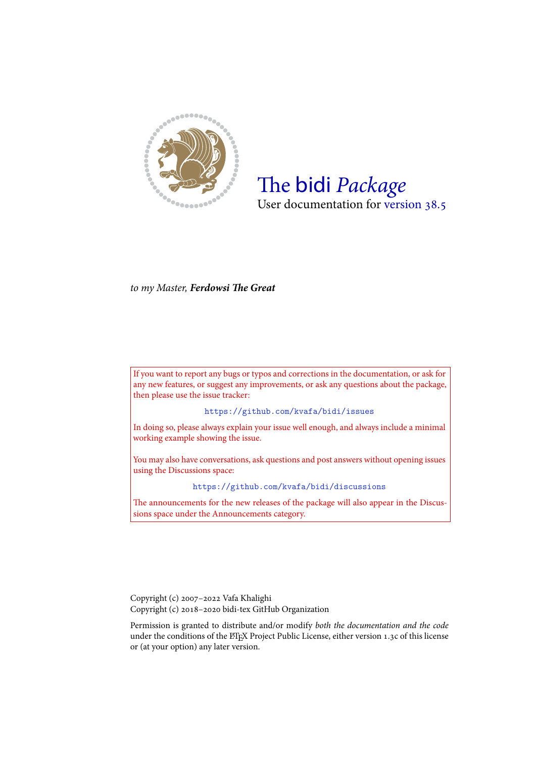# The bidi *Package*

User documentation for version 38.5

*to my Master,* ***Ferdowsi The Great***

If you want to report any bugs or typos and corrections in the documentation, or ask for any new features, or suggest any improvements, or ask any questions about the package, then please use the issue tracker:

https://github.com/kvafa/bidi/issues

In doing so, please always explain your issue well enough, and always include a minimal working example showing the issue.

You may also have conversations, ask questions and post answers without opening issues using the Discussions space:

https://github.com/kvafa/bidi/discussions

The announcements for the new releases of the package will also appear in the Discussions space under the Announcements category.

Copyright (c) 2007–2022 Vafa Khalighi
Copyright (c) 2018–2020 bidi-tex GitHub Organization

Permission is granted to distribute and/or modify *both the documentation and the code* under the conditions of the LaTeX Project Public License, either version 1.3c of this license or (at your option) any later version.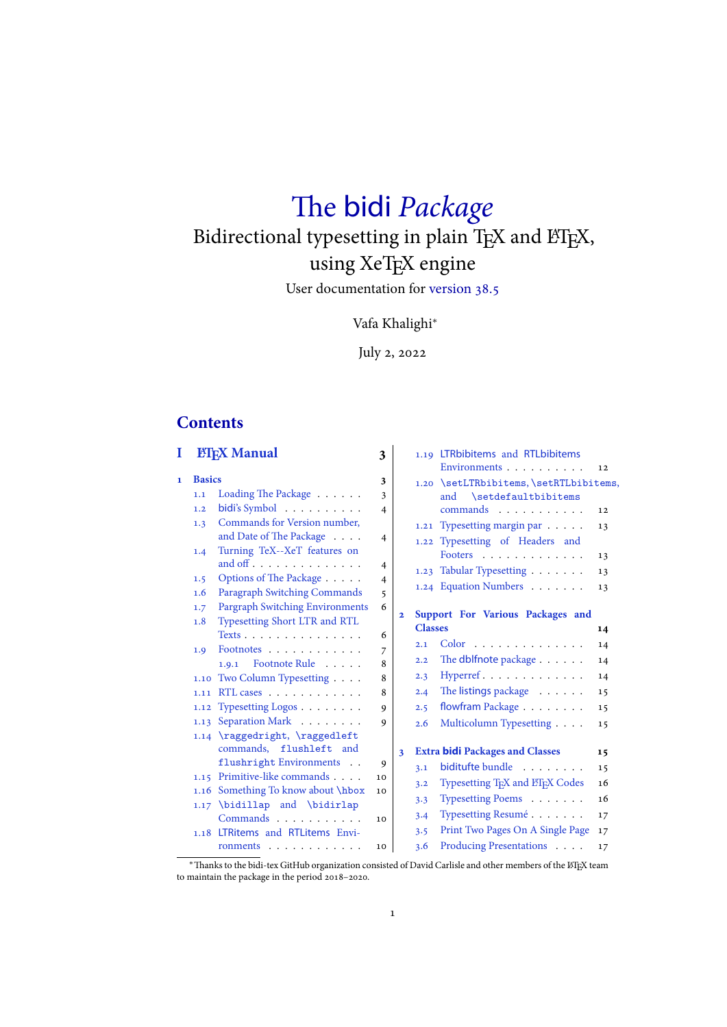# The bidi *Package*

## Bidirectional typesetting in plain TEX and LATEX, using XeTEX engine

User documentation for version 38.5

Vafa Khalighi*

July 2, 2022

## Contents

**I LATEX Manual** — 3

**1 Basics** — 3

- 1.1 Loading The Package — 3
- 1.2 bidi's Symbol — 4
- 1.3 Commands for Version number, and Date of The Package — 4
- 1.4 Turning TeX--XeT features on and off — 4
- 1.5 Options of The Package — 4
- 1.6 Paragraph Switching Commands — 5
- 1.7 Pargraph Switching Environments — 6
- 1.8 Typesetting Short LTR and RTL Texts — 6
- 1.9 Footnotes — 7
  - 1.9.1 Footnote Rule — 8
- 1.10 Two Column Typesetting — 8
- 1.11 RTL cases — 8
- 1.12 Typesetting Logos — 9
- 1.13 Separation Mark — 9
- 1.14 `\raggedright`, `\raggedleft` commands, `flushleft` and `flushright` Environments — 9
- 1.15 Primitive-like commands — 10
- 1.16 Something To know about `\hbox` — 10
- 1.17 `\bidillap` and `\bidirlap` Commands — 10
- 1.18 LTRitems and RTLitems Environments — 10
- 1.19 LTRbibitems and RTLbibitems Environments — 12
- 1.20 `\setLTRbibitems`, `\setRTLbibitems`, and `\setdefaultbibitems` commands — 12
- 1.21 Typesetting margin par — 13
- 1.22 Typesetting of Headers and Footers — 13
- 1.23 Tabular Typesetting — 13
- 1.24 Equation Numbers — 13

**2 Support For Various Packages and Classes** — 14

- 2.1 Color — 14
- 2.2 The dblfnote package — 14
- 2.3 Hyperref — 14
- 2.4 The listings package — 15
- 2.5 flowfram Package — 15
- 2.6 Multicolumn Typesetting — 15

**3 Extra bidi Packages and Classes** — 15

- 3.1 biditufte bundle — 15
- 3.2 Typesetting TEX and LATEX Codes — 16
- 3.3 Typesetting Poems — 16
- 3.4 Typesetting Resumé — 17
- 3.5 Print Two Pages On A Single Page — 17
- 3.6 Producing Presentations — 17

*Thanks to the bidi-tex GitHub organization consisted of David Carlisle and other members of the LATEX team to maintain the package in the period 2018–2020.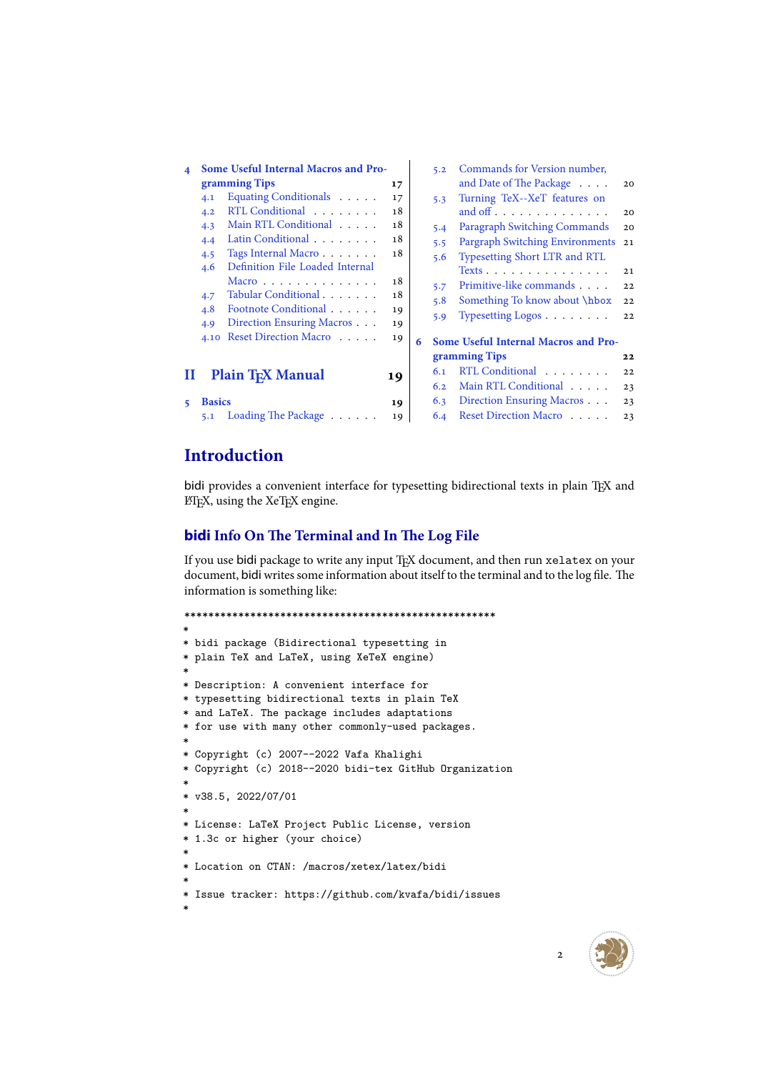- 4 **Some Useful Internal Macros and Programming Tips** 17
  - 4.1 Equating Conditionals 17
  - 4.2 RTL Conditional 18
  - 4.3 Main RTL Conditional 18
  - 4.4 Latin Conditional 18
  - 4.5 Tags Internal Macro 18
  - 4.6 Definition File Loaded Internal Macro 18
  - 4.7 Tabular Conditional 18
  - 4.8 Footnote Conditional 19
  - 4.9 Direction Ensuring Macros 19
  - 4.10 Reset Direction Macro 19

**II Plain TEX Manual** 19

- 5 **Basics** 19
  - 5.1 Loading The Package 19
  - 5.2 Commands for Version number, and Date of The Package 20
  - 5.3 Turning TeX--XeT features on and off 20
  - 5.4 Paragraph Switching Commands 20
  - 5.5 Pargraph Switching Environments 21
  - 5.6 Typesetting Short LTR and RTL Texts 21
  - 5.7 Primitive-like commands 22
  - 5.8 Something To know about \hbox 22
  - 5.9 Typesetting Logos 22
- 6 **Some Useful Internal Macros and Programming Tips** 22
  - 6.1 RTL Conditional 22
  - 6.2 Main RTL Conditional 23
  - 6.3 Direction Ensuring Macros 23
  - 6.4 Reset Direction Macro 23

# Introduction

bidi provides a convenient interface for typesetting bidirectional texts in plain TEX and LATEX, using the XeTEX engine.

## bidi Info On The Terminal and In The Log File

If you use bidi package to write any input TEX document, and then run `xelatex` on your document, bidi writes some information about itself to the terminal and to the log file. The information is something like:

```
****************************************************
*
* bidi package (Bidirectional typesetting in
* plain TeX and LaTeX, using XeTeX engine)
*
* Description: A convenient interface for
* typesetting bidirectional texts in plain TeX
* and LaTeX. The package includes adaptations
* for use with many other commonly-used packages.
*
* Copyright (c) 2007--2022 Vafa Khalighi
* Copyright (c) 2018--2020 bidi-tex GitHub Organization
*
* v38.5, 2022/07/01
*
* License: LaTeX Project Public License, version
* 1.3c or higher (your choice)
*
* Location on CTAN: /macros/xetex/latex/bidi
*
* Issue tracker: https://github.com/kvafa/bidi/issues
*
```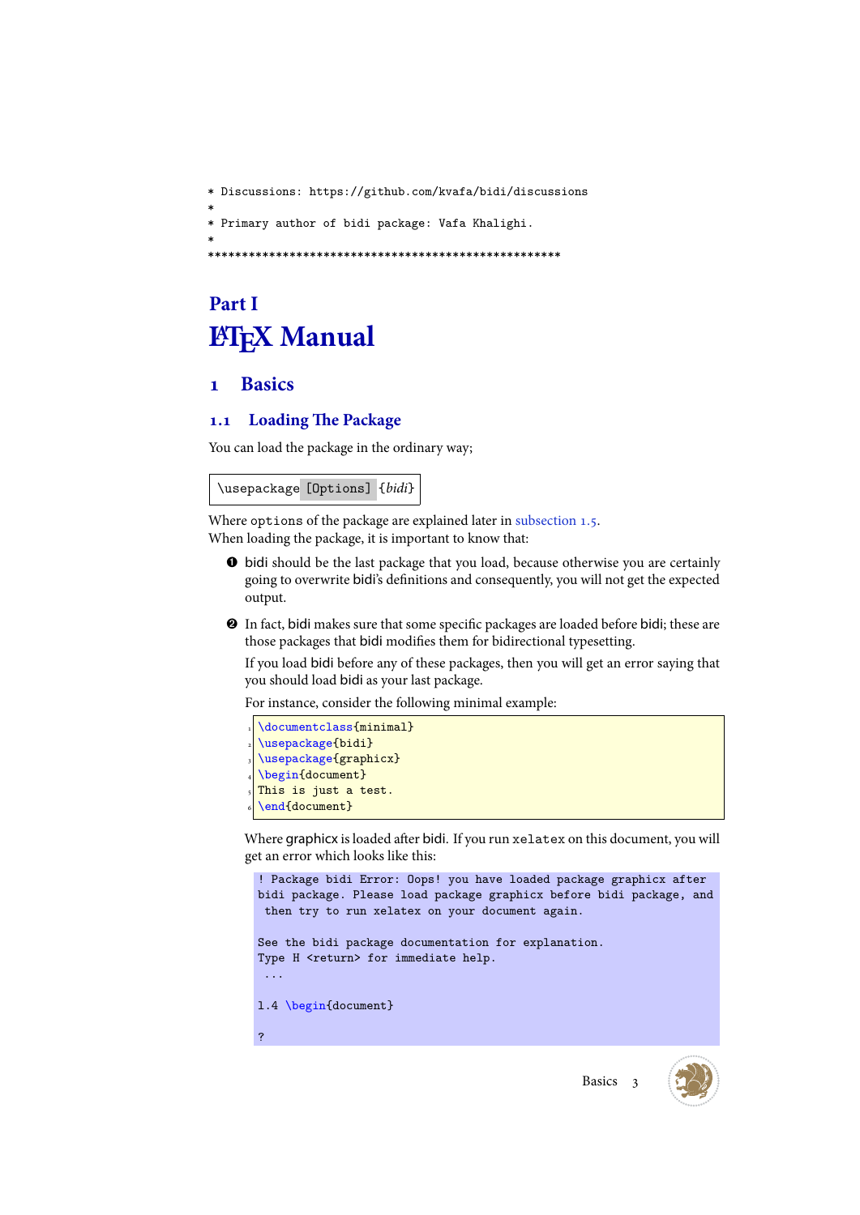```
* Discussions: https://github.com/kvafa/bidi/discussions
*
* Primary author of bidi package: Vafa Khalighi.
*
*****************************************************
```

# Part I

# LaTeX Manual

## 1 Basics

### 1.1 Loading The Package

You can load the package in the ordinary way;

```
\usepackage [Options] {bidi}
```

Where options of the package are explained later in subsection 1.5.
When loading the package, it is important to know that:

❶ bidi should be the last package that you load, because otherwise you are certainly going to overwrite bidi's definitions and consequently, you will not get the expected output.

❷ In fact, bidi makes sure that some specific packages are loaded before bidi; these are those packages that bidi modifies them for bidirectional typesetting.

If you load bidi before any of these packages, then you will get an error saying that you should load bidi as your last package.

For instance, consider the following minimal example:

```
\documentclass{minimal}
\usepackage{bidi}
\usepackage{graphicx}
\begin{document}
This is just a test.
\end{document}
```

Where graphicx is loaded after bidi. If you run xelatex on this document, you will get an error which looks like this:

```
! Package bidi Error: Oops! you have loaded package graphicx after
bidi package. Please load package graphicx before bidi package, and
 then try to run xelatex on your document again.

See the bidi package documentation for explanation.
Type H <return> for immediate help.
 ...

l.4 \begin{document}

?
```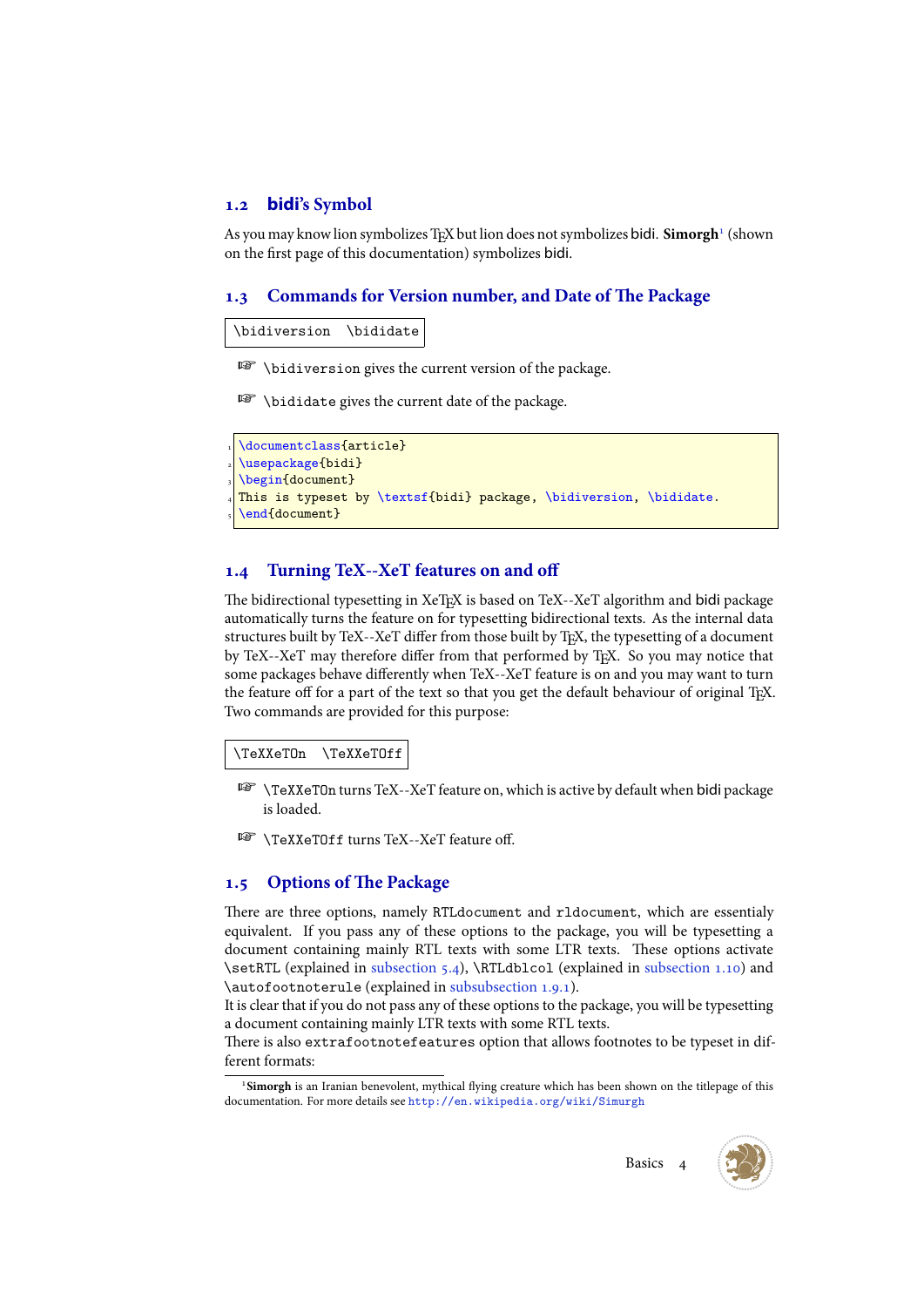## 1.2 bidi's Symbol

As you may know lion symbolizes TeX but lion does not symbolizes bidi. **Simorgh**[1] (shown on the first page of this documentation) symbolizes bidi.

## 1.3 Commands for Version number, and Date of The Package

```
\bidiversion  \bididate
```

☞ `\bidiversion` gives the current version of the package.

☞ `\bididate` gives the current date of the package.

```
\documentclass{article}
\usepackage{bidi}
\begin{document}
This is typeset by \textsf{bidi} package, \bidiversion, \bididate.
\end{document}
```

## 1.4 Turning TeX--XeT features on and off

The bidirectional typesetting in XeTeX is based on TeX--XeT algorithm and bidi package automatically turns the feature on for typesetting bidirectional texts. As the internal data structures built by TeX--XeT differ from those built by TeX, the typesetting of a document by TeX--XeT may therefore differ from that performed by TeX. So you may notice that some packages behave differently when TeX--XeT feature is on and you may want to turn the feature off for a part of the text so that you get the default behaviour of original TeX. Two commands are provided for this purpose:

```
\TeXXeTOn  \TeXXeTOff
```

☞ `\TeXXeTOn` turns TeX--XeT feature on, which is active by default when bidi package is loaded.

☞ `\TeXXeTOff` turns TeX--XeT feature off.

## 1.5 Options of The Package

There are three options, namely `RTLdocument` and `rldocument`, which are essentialy equivalent. If you pass any of these options to the package, you will be typesetting a document containing mainly RTL texts with some LTR texts. These options activate `\setRTL` (explained in subsection 5.4), `\RTLdblcol` (explained in subsection 1.10) and `\autofootnoterule` (explained in subsubsection 1.9.1).

It is clear that if you do not pass any of these options to the package, you will be typesetting a document containing mainly LTR texts with some RTL texts.

There is also `extrafootnotefeatures` option that allows footnotes to be typeset in different formats:

[1] **Simorgh** is an Iranian benevolent, mythical flying creature which has been shown on the titlepage of this documentation. For more details see http://en.wikipedia.org/wiki/Simurgh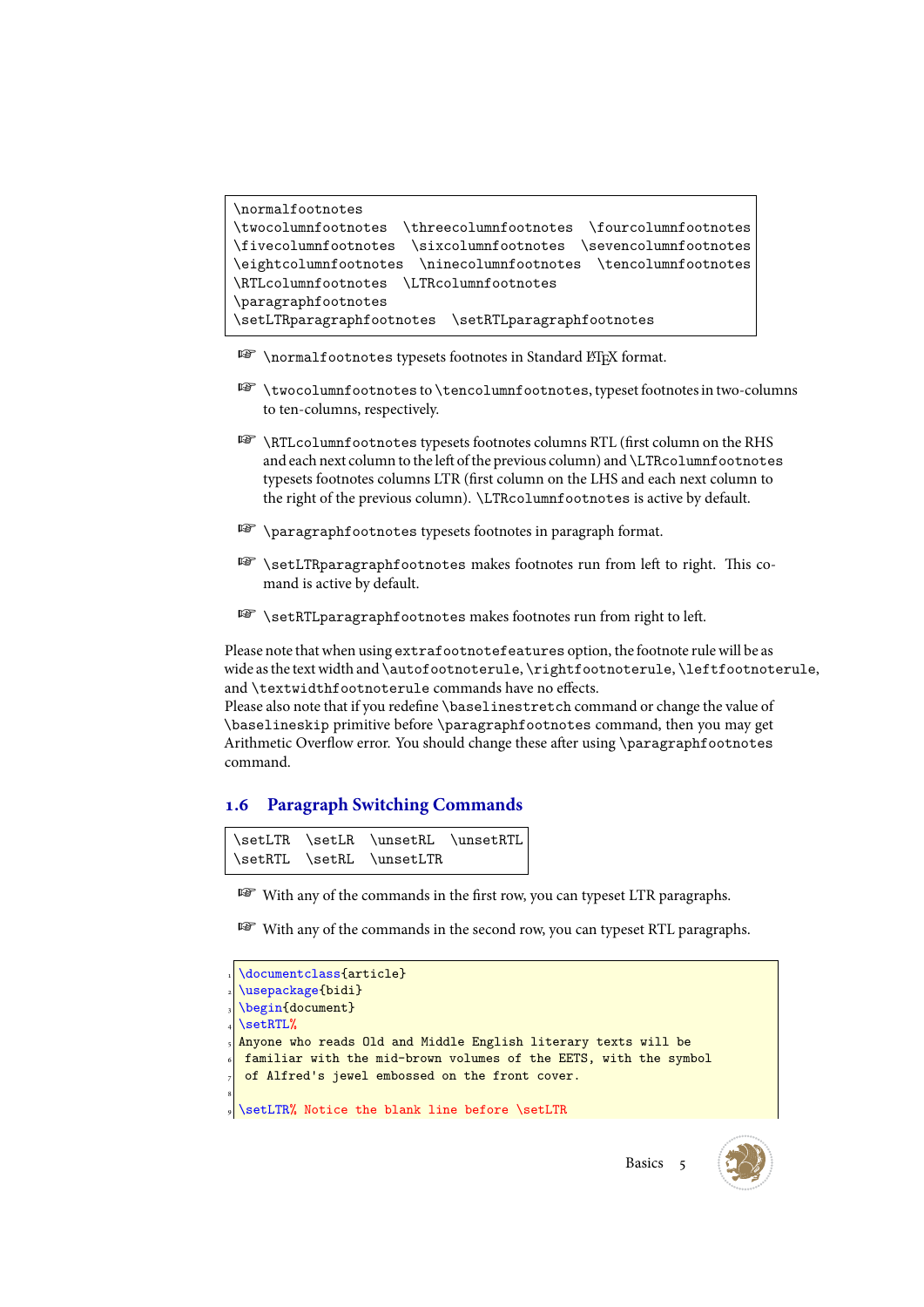```
\normalfootnotes
\twocolumnfootnotes  \threecolumnfootnotes  \fourcolumnfootnotes
\fivecolumnfootnotes  \sixcolumnfootnotes  \sevencolumnfootnotes
\eightcolumnfootnotes  \ninecolumnfootnotes  \tencolumnfootnotes
\RTLcolumnfootnotes  \LTRcolumnfootnotes
\paragraphfootnotes
\setLTRparagraphfootnotes  \setRTLparagraphfootnotes
```

☞ `\normalfootnotes` typesets footnotes in Standard LaTeX format.

☞ `\twocolumnfootnotes` to `\tencolumnfootnotes`, typeset footnotes in two-columns to ten-columns, respectively.

☞ `\RTLcolumnfootnotes` typesets footnotes columns RTL (first column on the RHS and each next column to the left of the previous column) and `\LTRcolumnfootnotes` typesets footnotes columns LTR (first column on the LHS and each next column to the right of the previous column). `\LTRcolumnfootnotes` is active by default.

☞ `\paragraphfootnotes` typesets footnotes in paragraph format.

☞ `\setLTRparagraphfootnotes` makes footnotes run from left to right. This command is active by default.

☞ `\setRTLparagraphfootnotes` makes footnotes run from right to left.

Please note that when using `extrafootnotefeatures` option, the footnote rule will be as wide as the text width and `\autofootnoterule`, `\rightfootnoterule`, `\leftfootnoterule`, and `\textwidthfootnoterule` commands have no effects.
Please also note that if you redefine `\baselinestretch` command or change the value of `\baselineskip` primitive before `\paragraphfootnotes` command, then you may get Arithmetic Overflow error. You should change these after using `\paragraphfootnotes` command.

## 1.6 Paragraph Switching Commands

```
\setLTR  \setLR  \unsetRL  \unsetRTL
\setRTL  \setRL  \unsetLTR
```

☞ With any of the commands in the first row, you can typeset LTR paragraphs.

☞ With any of the commands in the second row, you can typeset RTL paragraphs.

```
\documentclass{article}
\usepackage{bidi}
\begin{document}
\setRTL%
Anyone who reads Old and Middle English literary texts will be
 familiar with the mid-brown volumes of the EETS, with the symbol
 of Alfred's jewel embossed on the front cover.

\setLTR% Notice the blank line before \setLTR
```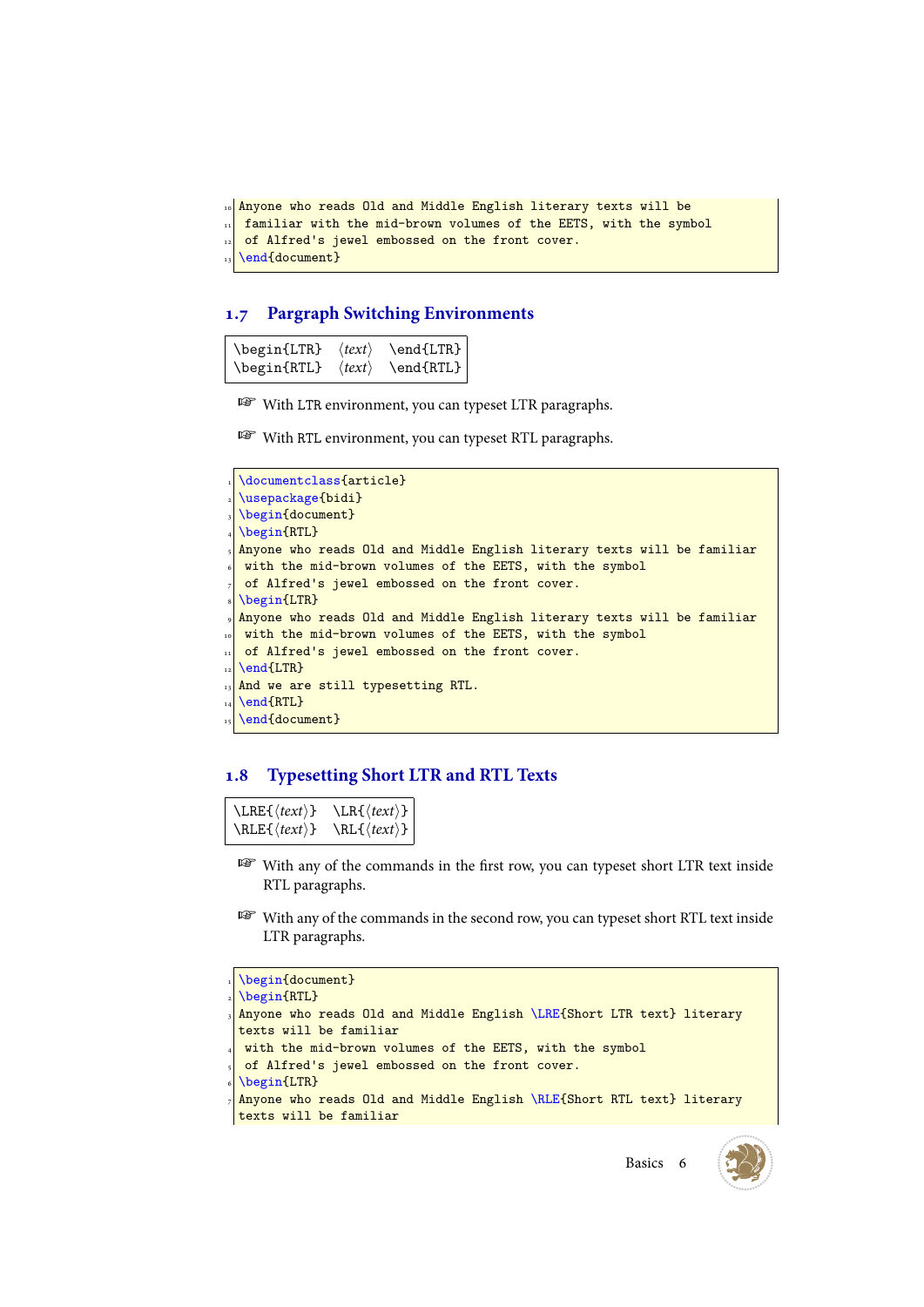```
Anyone who reads Old and Middle English literary texts will be
 familiar with the mid-brown volumes of the EETS, with the symbol
 of Alfred's jewel embossed on the front cover.
\end{document}
```

## 1.7 Pargraph Switching Environments

```
\begin{LTR}  ⟨text⟩  \end{LTR}
\begin{RTL}  ⟨text⟩  \end{RTL}
```

☞ With LTR environment, you can typeset LTR paragraphs.

☞ With RTL environment, you can typeset RTL paragraphs.

```
\documentclass{article}
\usepackage{bidi}
\begin{document}
\begin{RTL}
Anyone who reads Old and Middle English literary texts will be familiar
 with the mid-brown volumes of the EETS, with the symbol
 of Alfred's jewel embossed on the front cover.
\begin{LTR}
Anyone who reads Old and Middle English literary texts will be familiar
 with the mid-brown volumes of the EETS, with the symbol
 of Alfred's jewel embossed on the front cover.
\end{LTR}
And we are still typesetting RTL.
\end{RTL}
\end{document}
```

## 1.8 Typesetting Short LTR and RTL Texts

```
\LRE{⟨text⟩}  \LR{⟨text⟩}
\RLE{⟨text⟩}  \RL{⟨text⟩}
```

☞ With any of the commands in the first row, you can typeset short LTR text inside RTL paragraphs.

☞ With any of the commands in the second row, you can typeset short RTL text inside LTR paragraphs.

```
\begin{document}
\begin{RTL}
Anyone who reads Old and Middle English \LRE{Short LTR text} literary texts will be familiar
 with the mid-brown volumes of the EETS, with the symbol
 of Alfred's jewel embossed on the front cover.
\begin{LTR}
Anyone who reads Old and Middle English \RLE{Short RTL text} literary texts will be familiar
```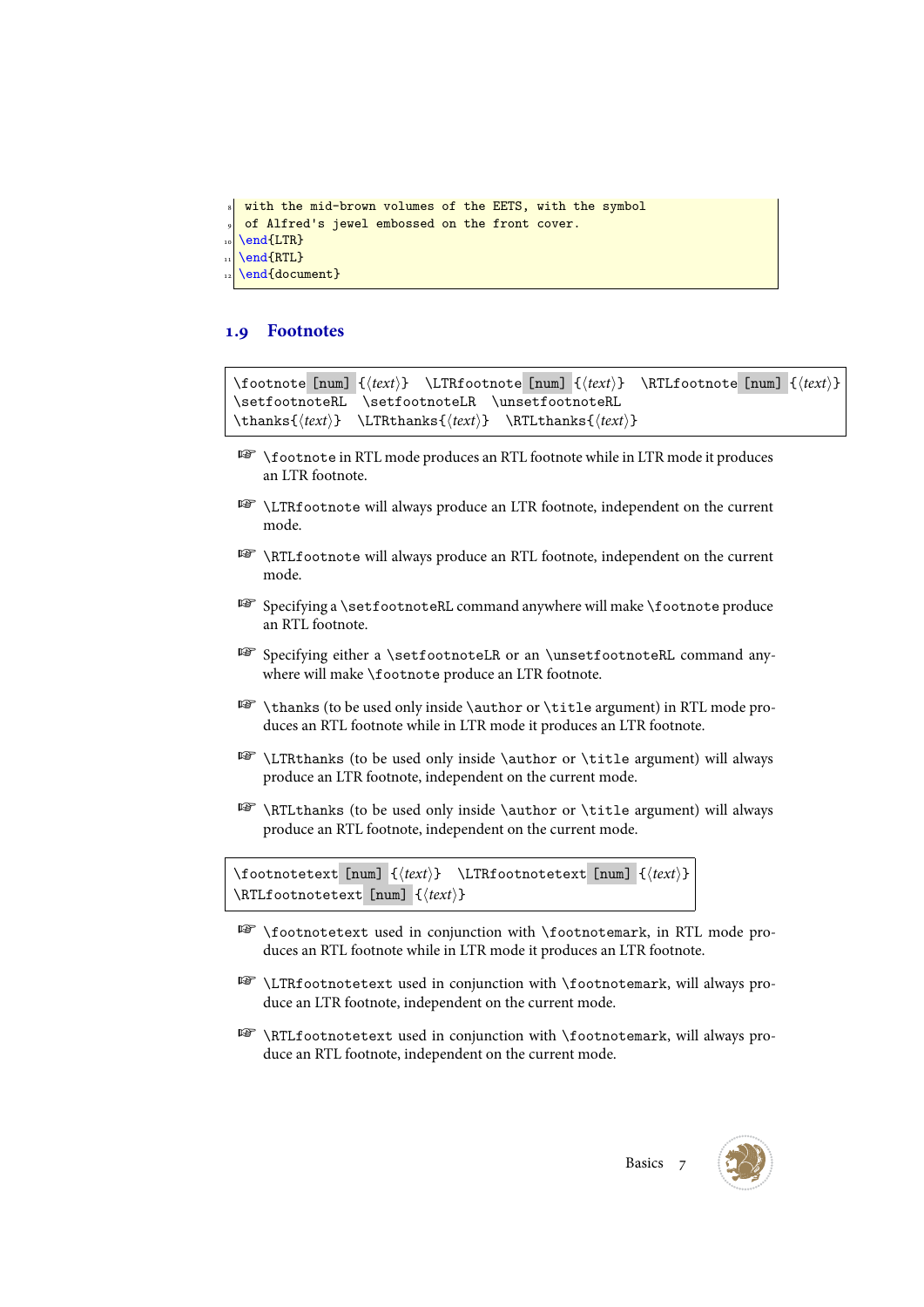```
with the mid-brown volumes of the EETS, with the symbol
of Alfred's jewel embossed on the front cover.
\end{LTR}
\end{RTL}
\end{document}
```

## 1.9 Footnotes

```
\footnote [num] {⟨text⟩}   \LTRfootnote [num] {⟨text⟩}   \RTLfootnote [num] {⟨text⟩}
\setfootnoteRL   \setfootnoteLR   \unsetfootnoteRL
\thanks{⟨text⟩}   \LTRthanks{⟨text⟩}   \RTLthanks{⟨text⟩}
```

- `\footnote` in RTL mode produces an RTL footnote while in LTR mode it produces an LTR footnote.
- `\LTRfootnote` will always produce an LTR footnote, independent on the current mode.
- `\RTLfootnote` will always produce an RTL footnote, independent on the current mode.
- Specifying a `\setfootnoteRL` command anywhere will make `\footnote` produce an RTL footnote.
- Specifying either a `\setfootnoteLR` or an `\unsetfootnoteRL` command anywhere will make `\footnote` produce an LTR footnote.
- `\thanks` (to be used only inside `\author` or `\title` argument) in RTL mode produces an RTL footnote while in LTR mode it produces an LTR footnote.
- `\LTRthanks` (to be used only inside `\author` or `\title` argument) will always produce an LTR footnote, independent on the current mode.
- `\RTLthanks` (to be used only inside `\author` or `\title` argument) will always produce an RTL footnote, independent on the current mode.

```
\footnotetext [num] {⟨text⟩}   \LTRfootnotetext [num] {⟨text⟩}
\RTLfootnotetext [num] {⟨text⟩}
```

- `\footnotetext` used in conjunction with `\footnotemark`, in RTL mode produces an RTL footnote while in LTR mode it produces an LTR footnote.
- `\LTRfootnotetext` used in conjunction with `\footnotemark`, will always produce an LTR footnote, independent on the current mode.
- `\RTLfootnotetext` used in conjunction with `\footnotemark`, will always produce an RTL footnote, independent on the current mode.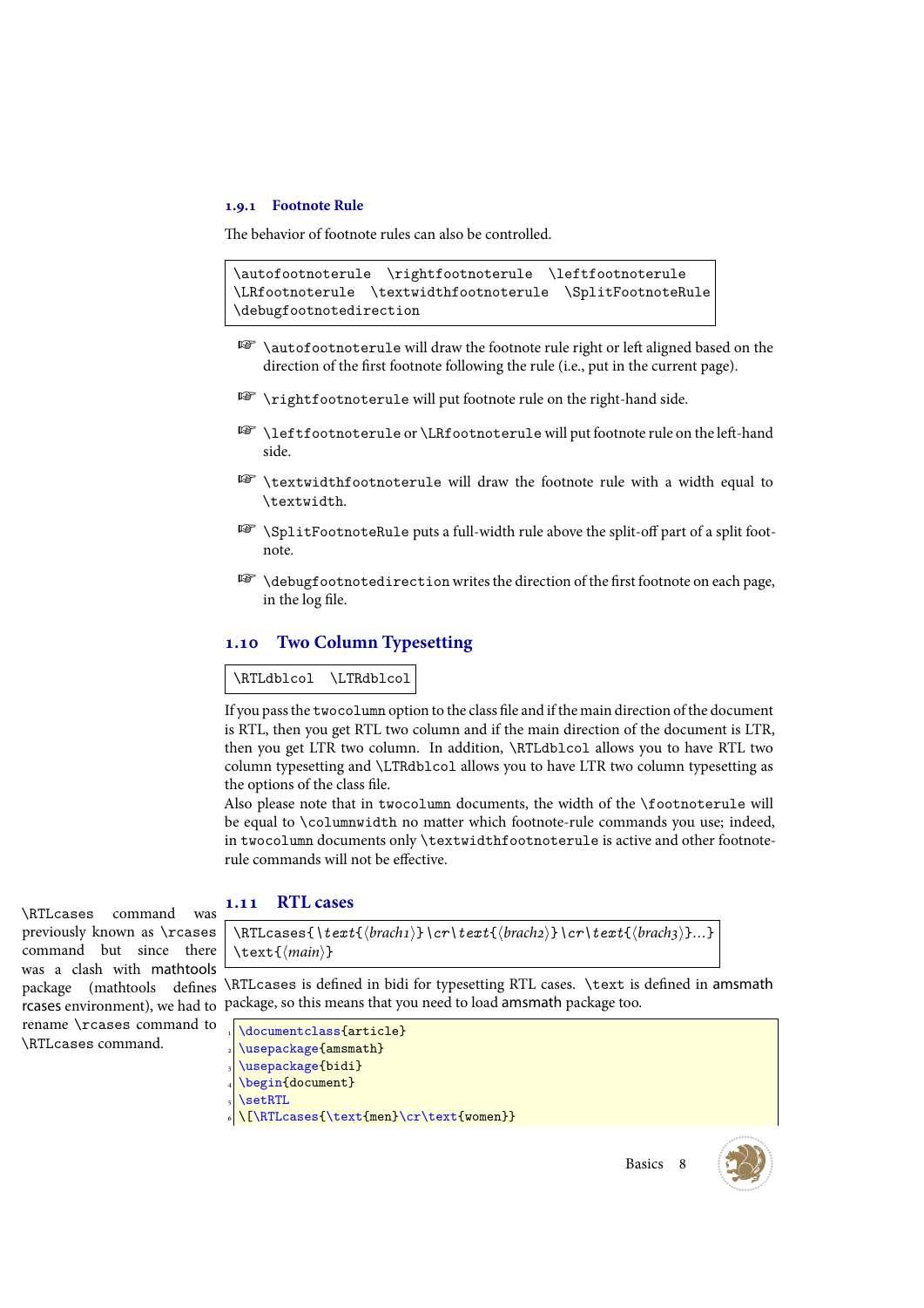### 1.9.1 Footnote Rule

The behavior of footnote rules can also be controlled.

```
\autofootnoterule  \rightfootnoterule  \leftfootnoterule
\LRfootnoterule  \textwidthfootnoterule  \SplitFootnoteRule
\debugfootnotedirection
```

- `\autofootnoterule` will draw the footnote rule right or left aligned based on the direction of the first footnote following the rule (i.e., put in the current page).
- `\rightfootnoterule` will put footnote rule on the right-hand side.
- `\leftfootnoterule` or `\LRfootnoterule` will put footnote rule on the left-hand side.
- `\textwidthfootnoterule` will draw the footnote rule with a width equal to `\textwidth`.
- `\SplitFootnoteRule` puts a full-width rule above the split-off part of a split footnote.
- `\debugfootnotedirection` writes the direction of the first footnote on each page, in the log file.

## 1.10 Two Column Typesetting

```
\RTLdblcol  \LTRdblcol
```

If you pass the `twocolumn` option to the class file and if the main direction of the document is RTL, then you get RTL two column and if the main direction of the document is LTR, then you get LTR two column. In addition, `\RTLdblcol` allows you to have RTL two column typesetting and `\LTRdblcol` allows you to have LTR two column typesetting as the options of the class file.

Also please note that in `twocolumn` documents, the width of the `\footnoterule` will be equal to `\columnwidth` no matter which footnote-rule commands you use; indeed, in `twocolumn` documents only `\textwidthfootnoterule` is active and other footnote-rule commands will not be effective.

## 1.11 RTL cases

`\RTLcases` command was previously known as `\rcases` command but since there was a clash with mathtools package (mathtools defines rcases environment), we had to rename `\rcases` command to `\RTLcases` command.

```
\RTLcases{\text{⟨brach1⟩}\cr\text{⟨brach2⟩}\cr\text{⟨brach3⟩}...}
\text{⟨main⟩}
```

`\RTLcases` is defined in bidi for typesetting RTL cases. `\text` is defined in amsmath package, so this means that you need to load amsmath package too.

```
1 \documentclass{article}
2 \usepackage{amsmath}
3 \usepackage{bidi}
4 \begin{document}
5 \setRTL
6 \[\RTLcases{\text{men}\cr\text{women}}
```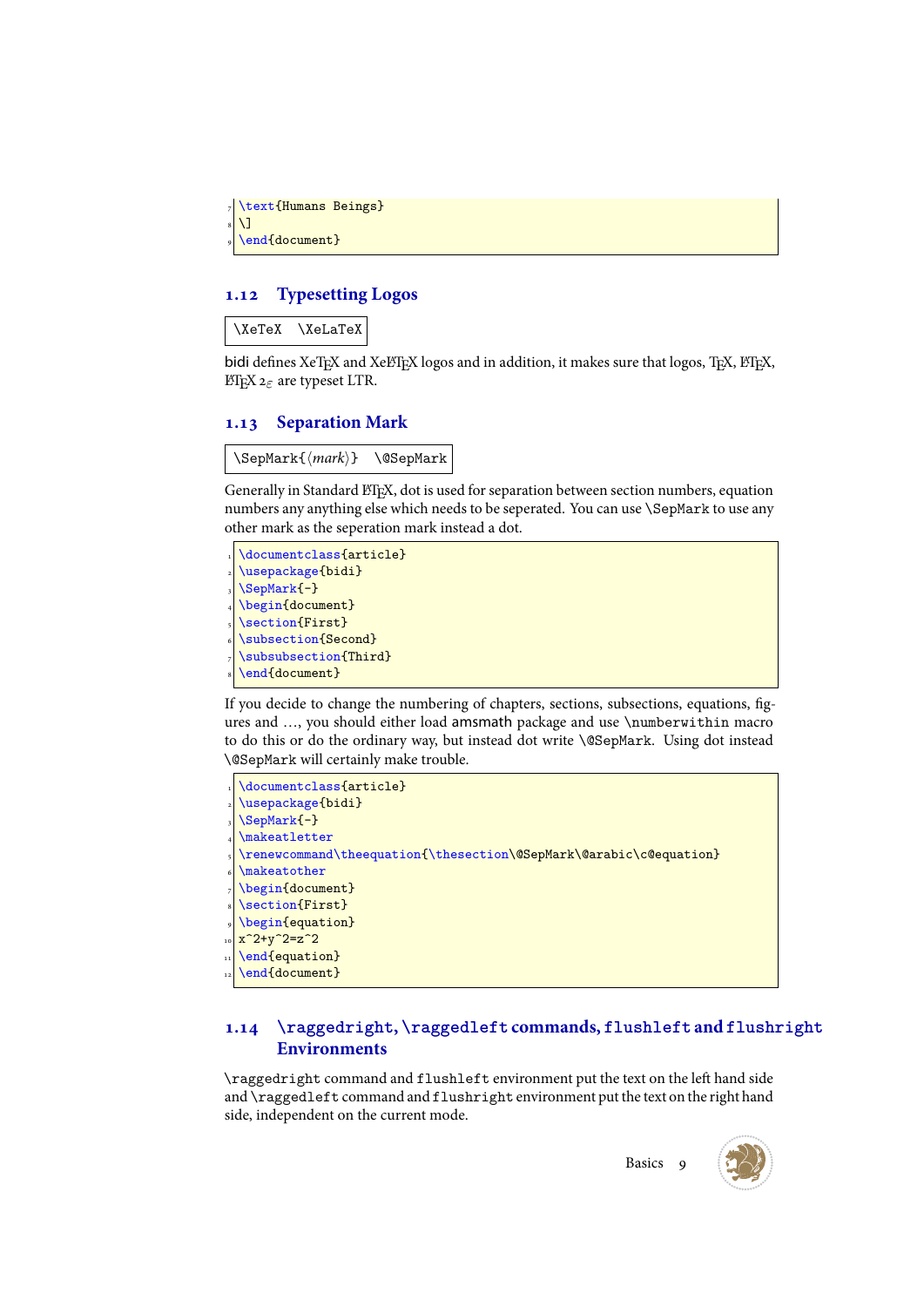```
\text{Humans Beings}
\]
\end{document}
```

## 1.12 Typesetting Logos

```
\XeTeX  \XeLaTeX
```

bidi defines XeTeX and XeLaTeX logos and in addition, it makes sure that logos, TeX, LaTeX, LaTeX $2_\varepsilon$ are typeset LTR.

## 1.13 Separation Mark

```
\SepMark{⟨mark⟩}  \@SepMark
```

Generally in Standard LaTeX, dot is used for separation between section numbers, equation numbers any anything else which needs to be seperated. You can use `\SepMark` to use any other mark as the seperation mark instead a dot.

```
\documentclass{article}
\usepackage{bidi}
\SepMark{-}
\begin{document}
\section{First}
\subsection{Second}
\subsubsection{Third}
\end{document}
```

If you decide to change the numbering of chapters, sections, subsections, equations, figures and …, you should either load amsmath package and use `\numberwithin` macro to do this or do the ordinary way, but instead dot write `\@SepMark`. Using dot instead `\@SepMark` will certainly make trouble.

```
\documentclass{article}
\usepackage{bidi}
\SepMark{-}
\makeatletter
\renewcommand\theequation{\thesection\@SepMark\@arabic\c@equation}
\makeatother
\begin{document}
\section{First}
\begin{equation}
x^2+y^2=z^2
\end{equation}
\end{document}
```

## 1.14 `\raggedright`, `\raggedleft` commands, `flushleft` and `flushright` Environments

`\raggedright` command and `flushleft` environment put the text on the left hand side and `\raggedleft` command and `flushright` environment put the text on the right hand side, independent on the current mode.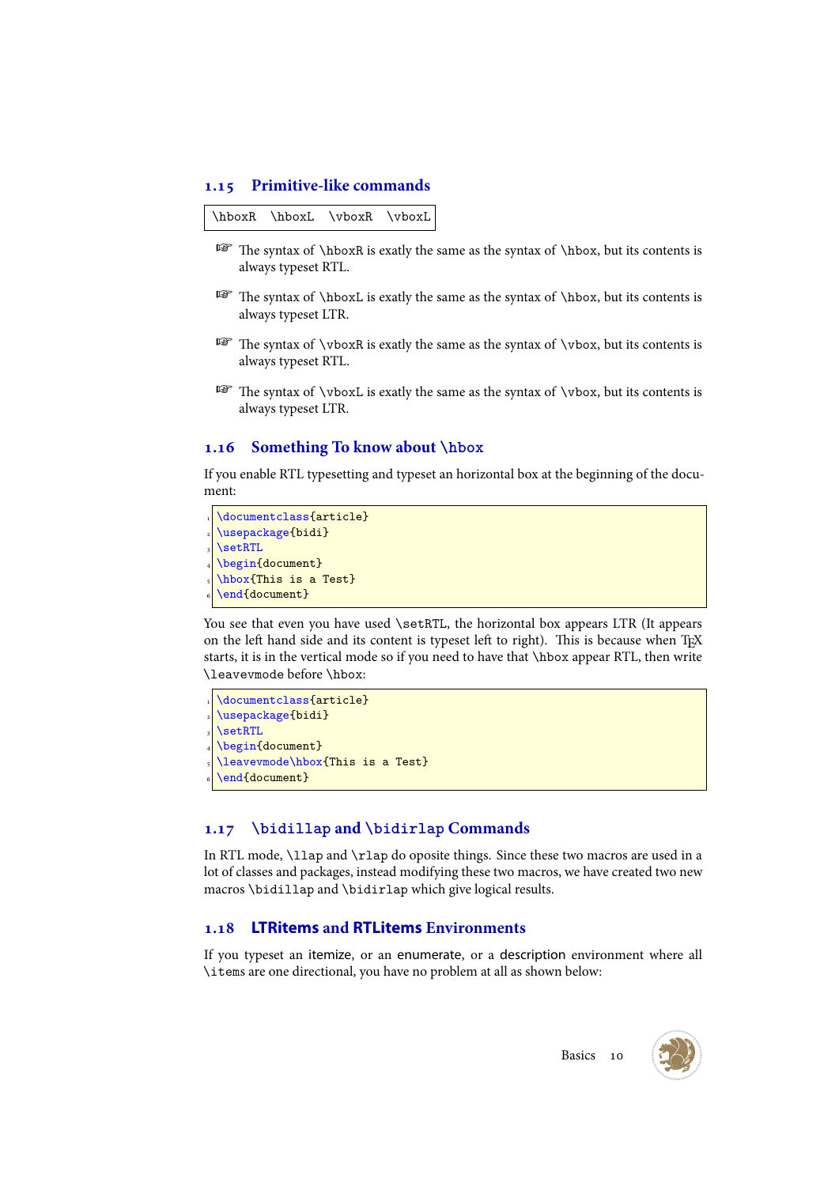## 1.15 Primitive-like commands

`\hboxR \hboxL \vboxR \vboxL`

☞ The syntax of `\hboxR` is exatly the same as the syntax of `\hbox`, but its contents is always typeset RTL.

☞ The syntax of `\hboxL` is exatly the same as the syntax of `\hbox`, but its contents is always typeset LTR.

☞ The syntax of `\vboxR` is exatly the same as the syntax of `\vbox`, but its contents is always typeset RTL.

☞ The syntax of `\vboxL` is exatly the same as the syntax of `\vbox`, but its contents is always typeset LTR.

## 1.16 Something To know about `\hbox`

If you enable RTL typesetting and typeset an horizontal box at the beginning of the document:

```
\documentclass{article}
\usepackage{bidi}
\setRTL
\begin{document}
\hbox{This is a Test}
\end{document}
```

You see that even you have used `\setRTL`, the horizontal box appears LTR (It appears on the left hand side and its content is typeset left to right). This is because when TEX starts, it is in the vertical mode so if you need to have that `\hbox` appear RTL, then write `\leavevmode` before `\hbox`:

```
\documentclass{article}
\usepackage{bidi}
\setRTL
\begin{document}
\leavevmode\hbox{This is a Test}
\end{document}
```

## 1.17 `\bidillap` and `\bidirlap` Commands

In RTL mode, `\llap` and `\rlap` do opposite things. Since these two macros are used in a lot of classes and packages, instead modifying these two macros, we have created two new macros `\bidillap` and `\bidirlap` which give logical results.

## 1.18 LTRitems and RTLitems Environments

If you typeset an itemize, or an enumerate, or a description environment where all `\items` are one directional, you have no problem at all as shown below: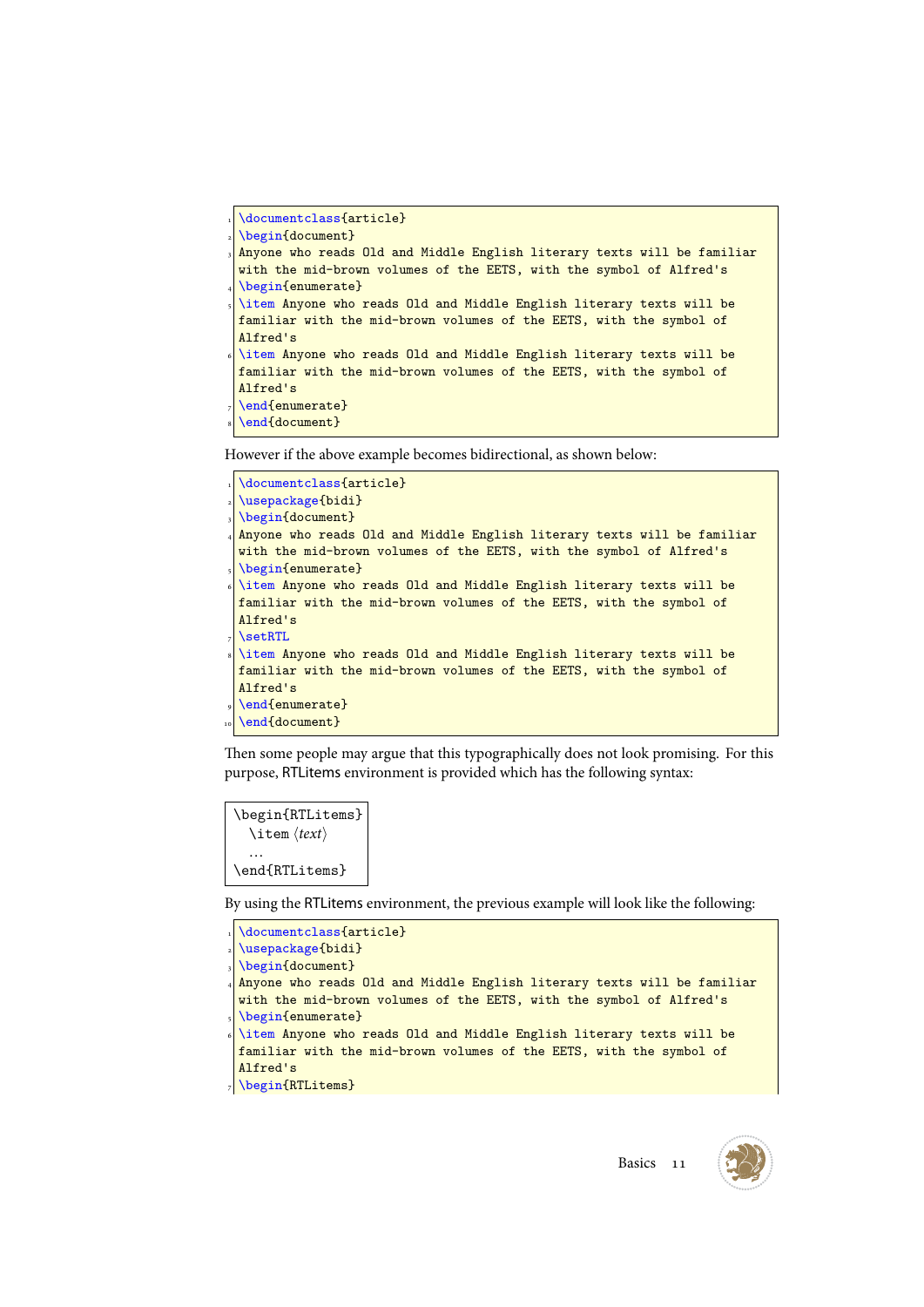```latex
\documentclass{article}
\begin{document}
Anyone who reads Old and Middle English literary texts will be familiar
with the mid-brown volumes of the EETS, with the symbol of Alfred's
\begin{enumerate}
\item Anyone who reads Old and Middle English literary texts will be
familiar with the mid-brown volumes of the EETS, with the symbol of
Alfred's
\item Anyone who reads Old and Middle English literary texts will be
familiar with the mid-brown volumes of the EETS, with the symbol of
Alfred's
\end{enumerate}
\end{document}
```

However if the above example becomes bidirectional, as shown below:

```latex
\documentclass{article}
\usepackage{bidi}
\begin{document}
Anyone who reads Old and Middle English literary texts will be familiar
with the mid-brown volumes of the EETS, with the symbol of Alfred's
\begin{enumerate}
\item Anyone who reads Old and Middle English literary texts will be
familiar with the mid-brown volumes of the EETS, with the symbol of
Alfred's
\setRTL
\item Anyone who reads Old and Middle English literary texts will be
familiar with the mid-brown volumes of the EETS, with the symbol of
Alfred's
\end{enumerate}
\end{document}
```

Then some people may argue that this typographically does not look promising. For this purpose, RTLitems environment is provided which has the following syntax:

```
\begin{RTLitems}
  \item ⟨text⟩
  ...
\end{RTLitems}
```

By using the RTLitems environment, the previous example will look like the following:

```latex
\documentclass{article}
\usepackage{bidi}
\begin{document}
Anyone who reads Old and Middle English literary texts will be familiar
with the mid-brown volumes of the EETS, with the symbol of Alfred's
\begin{enumerate}
\item Anyone who reads Old and Middle English literary texts will be
familiar with the mid-brown volumes of the EETS, with the symbol of
Alfred's
\begin{RTLitems}
```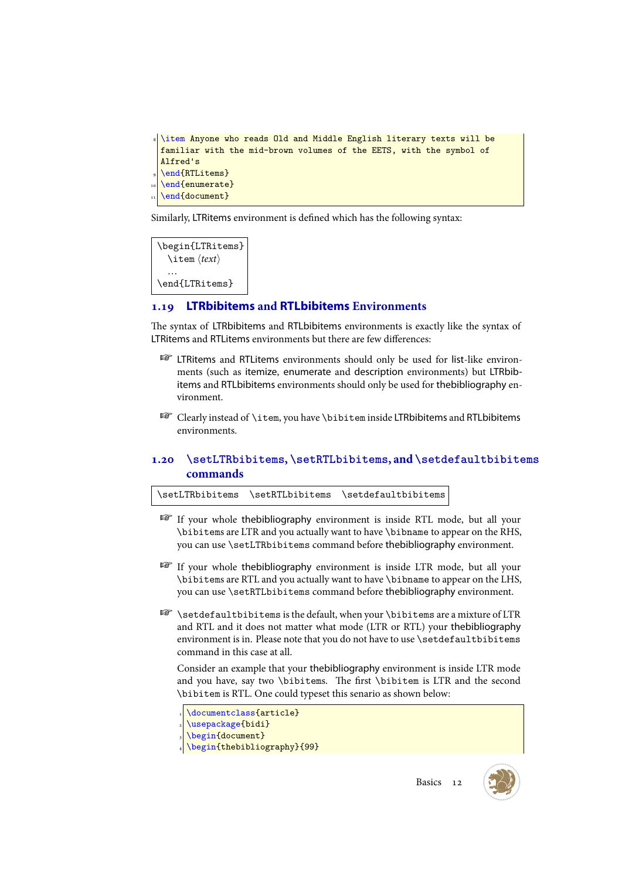```
\item Anyone who reads Old and Middle English literary texts will be familiar with the mid-brown volumes of the EETS, with the symbol of Alfred's
\end{RTLitems}
\end{enumerate}
\end{document}
```

Similarly, LTRitems environment is defined which has the following syntax:

```
\begin{LTRitems}
  \item ⟨text⟩
  ...
\end{LTRitems}
```

## 1.19 LTRbibitems and RTLbibitems Environments

The syntax of LTRbibitems and RTLbibitems environments is exactly like the syntax of LTRitems and RTLitems environments but there are few differences:

- LTRitems and RTLitems environments should only be used for list-like environments (such as itemize, enumerate and description environments) but LTRbibitems and RTLbibitems environments should only be used for thebibliography environment.
- Clearly instead of `\item`, you have `\bibitem` inside LTRbibitems and RTLbibitems environments.

## 1.20 `\setLTRbibitems`, `\setRTLbibitems`, and `\setdefaultbibitems` commands

```
\setLTRbibitems  \setRTLbibitems  \setdefaultbibitems
```

- If your whole thebibliography environment is inside RTL mode, but all your `\bibitems` are LTR and you actually want to have `\bibname` to appear on the RHS, you can use `\setLTRbibitems` command before thebibliography environment.
- If your whole thebibliography environment is inside LTR mode, but all your `\bibitems` are RTL and you actually want to have `\bibname` to appear on the LHS, you can use `\setRTLbibitems` command before thebibliography environment.
- `\setdefaultbibitems` is the default, when your `\bibitems` are a mixture of LTR and RTL and it does not matter what mode (LTR or RTL) your thebibliography environment is in. Please note that you do not have to use `\setdefaultbibitems` command in this case at all.

  Consider an example that your thebibliography environment is inside LTR mode and you have, say two `\bibitems`. The first `\bibitem` is LTR and the second `\bibitem` is RTL. One could typeset this senario as shown below:

```
\documentclass{article}
\usepackage{bidi}
\begin{document}
\begin{thebibliography}{99}
```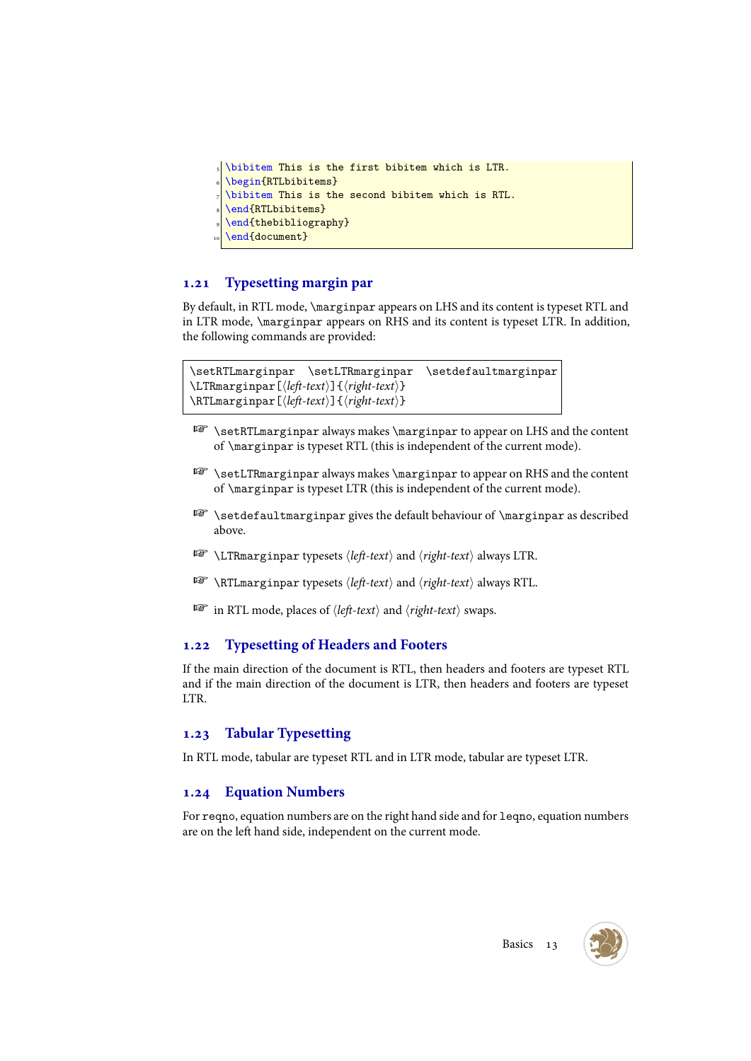```
\bibitem This is the first bibitem which is LTR.
\begin{RTLbibitems}
\bibitem This is the second bibitem which is RTL.
\end{RTLbibitems}
\end{thebibliography}
\end{document}
```

## 1.21 Typesetting margin par

By default, in RTL mode, `\marginpar` appears on LHS and its content is typeset RTL and in LTR mode, `\marginpar` appears on RHS and its content is typeset LTR. In addition, the following commands are provided:

```
\setRTLmarginpar  \setLTRmarginpar  \setdefaultmarginpar
\LTRmarginpar[⟨left-text⟩]{⟨right-text⟩}
\RTLmarginpar[⟨left-text⟩]{⟨right-text⟩}
```

- ☞ `\setRTLmarginpar` always makes `\marginpar` to appear on LHS and the content of `\marginpar` is typeset RTL (this is independent of the current mode).
- ☞ `\setLTRmarginpar` always makes `\marginpar` to appear on RHS and the content of `\marginpar` is typeset LTR (this is independent of the current mode).
- ☞ `\setdefaultmarginpar` gives the default behaviour of `\marginpar` as described above.
- ☞ `\LTRmarginpar` typesets ⟨*left-text*⟩ and ⟨*right-text*⟩ always LTR.
- ☞ `\RTLmarginpar` typesets ⟨*left-text*⟩ and ⟨*right-text*⟩ always RTL.
- ☞ in RTL mode, places of ⟨*left-text*⟩ and ⟨*right-text*⟩ swaps.

## 1.22 Typesetting of Headers and Footers

If the main direction of the document is RTL, then headers and footers are typeset RTL and if the main direction of the document is LTR, then headers and footers are typeset LTR.

## 1.23 Tabular Typesetting

In RTL mode, tabular are typeset RTL and in LTR mode, tabular are typeset LTR.

## 1.24 Equation Numbers

For `reqno`, equation numbers are on the right hand side and for `leqno`, equation numbers are on the left hand side, independent on the current mode.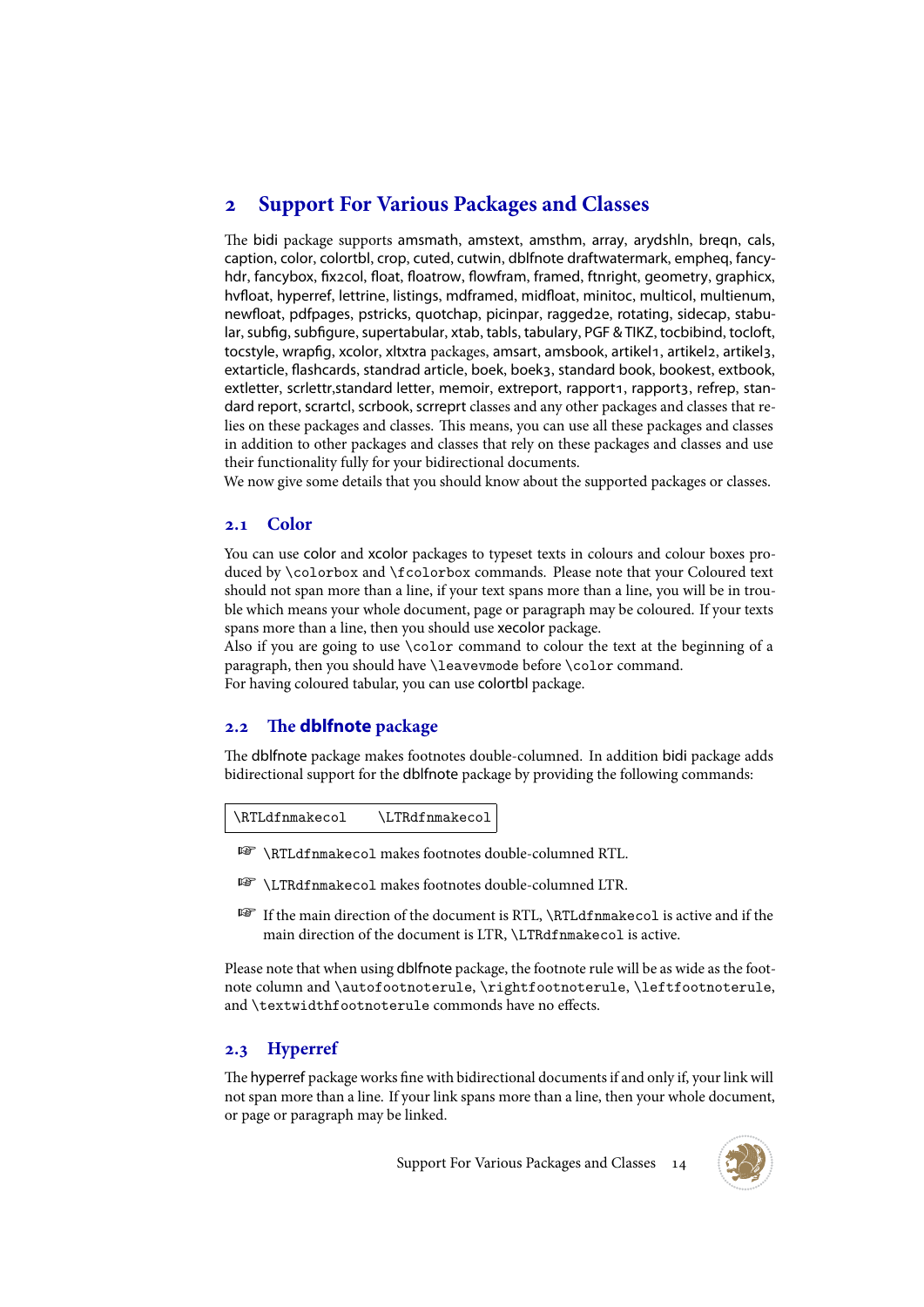# 2 Support For Various Packages and Classes

The bidi package supports amsmath, amstext, amsthm, array, arydshln, breqn, cals, caption, color, colortbl, crop, cuted, cutwin, dblfnote draftwatermark, empheq, fancyhdr, fancybox, fix2col, float, floatrow, flowfram, framed, ftnright, geometry, graphicx, hvfloat, hyperref, lettrine, listings, mdframed, midfloat, minitoc, multicol, multienum, newfloat, pdfpages, pstricks, quotchap, picinpar, ragged2e, rotating, sidecap, stabular, subfig, subfigure, supertabular, xtab, tabls, tabulary, PGF & TIKZ, tocbibind, tocloft, tocstyle, wrapfig, xcolor, xltxtra packages, amsart, amsbook, artikel1, artikel2, artikel3, extarticle, flashcards, standrad article, boek, boek3, standard book, bookest, extbook, extletter, scrlettr,standard letter, memoir, extreport, rapport1, rapport3, refrep, standard report, scrartcl, scrbook, scrreprt classes and any other packages and classes that relies on these packages and classes. This means, you can use all these packages and classes in addition to other packages and classes that rely on these packages and classes and use their functionality fully for your bidirectional documents.
We now give some details that you should know about the supported packages or classes.

## 2.1 Color

You can use color and xcolor packages to typeset texts in colours and colour boxes produced by `\colorbox` and `\fcolorbox` commands. Please note that your Coloured text should not span more than a line, if your text spans more than a line, you will be in trouble which means your whole document, page or paragraph may be coloured. If your texts spans more than a line, then you should use xecolor package.
Also if you are going to use `\color` command to colour the text at the beginning of a paragraph, then you should have `\leavevmode` before `\color` command.
For having coloured tabular, you can use colortbl package.

## 2.2 The **dblfnote** package

The dblfnote package makes footnotes double-columned. In addition bidi package adds bidirectional support for the dblfnote package by providing the following commands:

```
\RTLdfnmakecol    \LTRdfnmakecol
```

- `\RTLdfnmakecol` makes footnotes double-columned RTL.
- `\LTRdfnmakecol` makes footnotes double-columned LTR.
- If the main direction of the document is RTL, `\RTLdfnmakecol` is active and if the main direction of the document is LTR, `\LTRdfnmakecol` is active.

Please note that when using dblfnote package, the footnote rule will be as wide as the footnote column and `\autofootnoterule`, `\rightfootnoterule`, `\leftfootnoterule`, and `\textwidthfootnoterule` commonds have no effects.

## 2.3 Hyperref

The hyperref package works fine with bidirectional documents if and only if, your link will not span more than a line. If your link spans more than a line, then your whole document, or page or paragraph may be linked.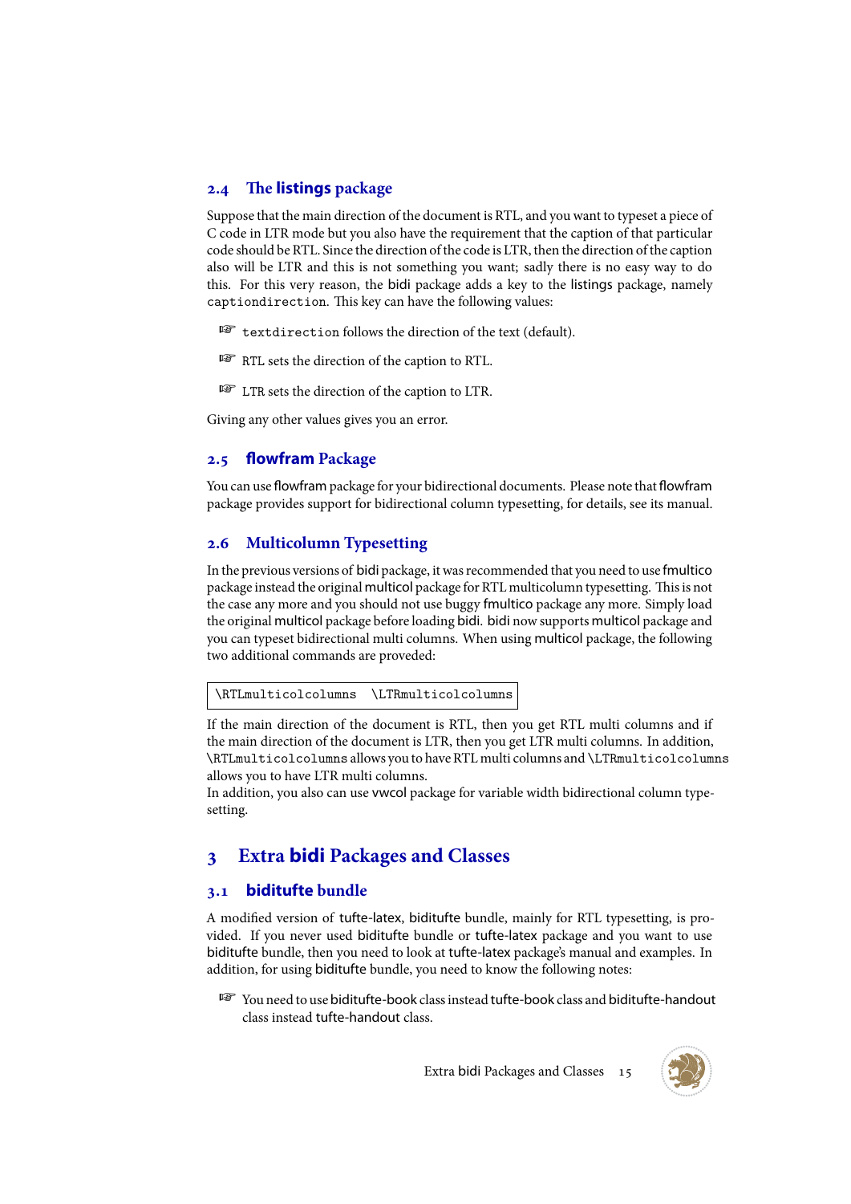### 2.4 The listings package

Suppose that the main direction of the document is RTL, and you want to typeset a piece of C code in LTR mode but you also have the requirement that the caption of that particular code should be RTL. Since the direction of the code is LTR, then the direction of the caption also will be LTR and this is not something you want; sadly there is no easy way to do this. For this very reason, the bidi package adds a key to the listings package, namely `captiondirection`. This key can have the following values:

- `textdirection` follows the direction of the text (default).
- RTL sets the direction of the caption to RTL.
- LTR sets the direction of the caption to LTR.

Giving any other values gives you an error.

### 2.5 flowfram Package

You can use flowfram package for your bidirectional documents. Please note that flowfram package provides support for bidirectional column typesetting, for details, see its manual.

### 2.6 Multicolumn Typesetting

In the previous versions of bidi package, it was recommended that you need to use fmultico package instead the original multicol package for RTL multicolumn typesetting. This is not the case any more and you should not use buggy fmultico package any more. Simply load the original multicol package before loading bidi. bidi now supports multicol package and you can typeset bidirectional multi columns. When using multicol package, the following two additional commands are proveded:

```
\RTLmulticolcolumns  \LTRmulticolcolumns
```

If the main direction of the document is RTL, then you get RTL multi columns and if the main direction of the document is LTR, then you get LTR multi columns. In addition, `\RTLmulticolcolumns` allows you to have RTL multi columns and `\LTRmulticolcolumns` allows you to have LTR multi columns.
In addition, you also can use vwcol package for variable width bidirectional column typesetting.

## 3 Extra bidi Packages and Classes

### 3.1 biditufte bundle

A modified version of tufte-latex, biditufte bundle, mainly for RTL typesetting, is provided. If you never used biditufte bundle or tufte-latex package and you want to use biditufte bundle, then you need to look at tufte-latex package's manual and examples. In addition, for using biditufte bundle, you need to know the following notes:

- You need to use biditufte-book class instead tufte-book class and biditufte-handout class instead tufte-handout class.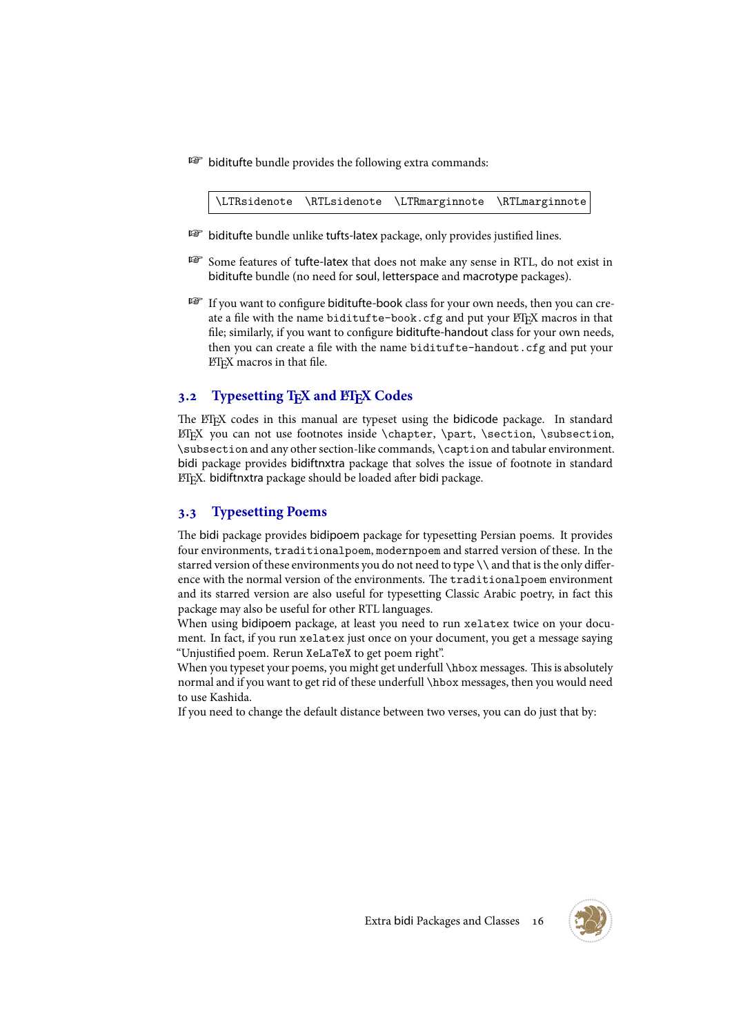☞ biditufte bundle provides the following extra commands:

| \LTRsidenote | \RTLsidenote | \LTRmarginnote | \RTLmarginnote |
|---|---|---|---|

☞ biditufte bundle unlike tufts-latex package, only provides justified lines.

☞ Some features of tufte-latex that does not make any sense in RTL, do not exist in biditufte bundle (no need for soul, letterspace and macrotype packages).

☞ If you want to configure biditufte-book class for your own needs, then you can create a file with the name `biditufte-book.cfg` and put your LaTeX macros in that file; similarly, if you want to configure biditufte-handout class for your own needs, then you can create a file with the name `biditufte-handout.cfg` and put your LaTeX macros in that file.

## 3.2 Typesetting TeX and LaTeX Codes

The LaTeX codes in this manual are typeset using the bidicode package. In standard LaTeX you can not use footnotes inside `\chapter`, `\part`, `\section`, `\subsection`, `\subsection` and any other section-like commands, `\caption` and tabular environment. bidi package provides bidiftnxtra package that solves the issue of footnote in standard LaTeX. bidiftnxtra package should be loaded after bidi package.

## 3.3 Typesetting Poems

The bidi package provides bidipoem package for typesetting Persian poems. It provides four environments, `traditionalpoem`, `modernpoem` and starred version of these. In the starred version of these environments you do not need to type `\\` and that is the only difference with the normal version of the environments. The `traditionalpoem` environment and its starred version are also useful for typesetting Classic Arabic poetry, in fact this package may also be useful for other RTL languages.
When using bidipoem package, at least you need to run `xelatex` twice on your document. In fact, if you run `xelatex` just once on your document, you get a message saying "Unjustified poem. Rerun `XeLaTeX` to get poem right".
When you typeset your poems, you might get underfull `\hbox` messages. This is absolutely normal and if you want to get rid of these underfull `\hbox` messages, then you would need to use Kashida.
If you need to change the default distance between two verses, you can do just that by: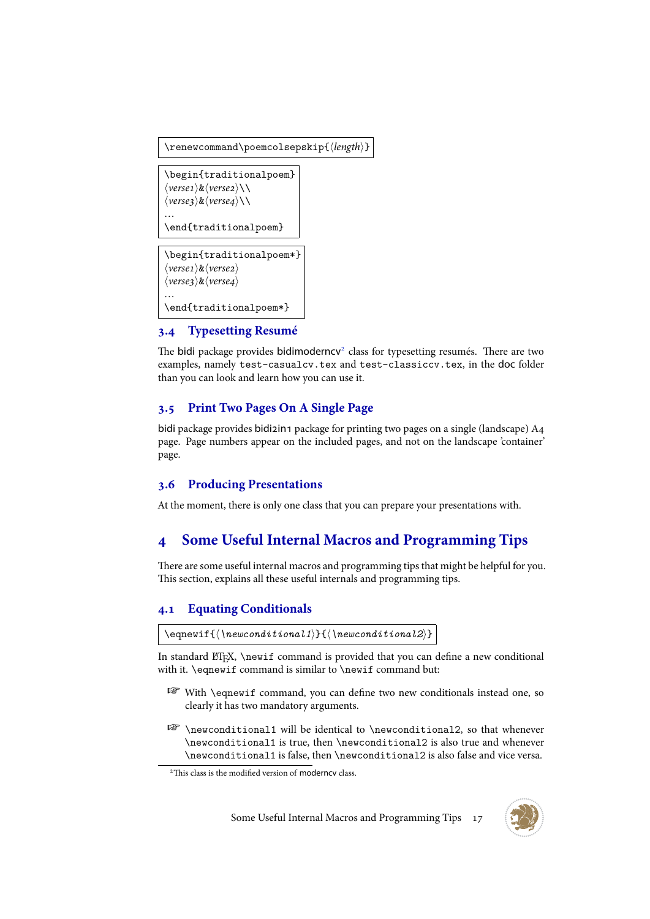```
\renewcommand\poemcolsepskip{⟨length⟩}
```

```
\begin{traditionalpoem}
⟨verse1⟩&⟨verse2⟩\\
⟨verse3⟩&⟨verse4⟩\\
...
\end{traditionalpoem}
```

```
\begin{traditionalpoem*}
⟨verse1⟩&⟨verse2⟩
⟨verse3⟩&⟨verse4⟩
...
\end{traditionalpoem*}
```

### 3.4 Typesetting Resumé

The bidi package provides bidimoderncv[2] class for typesetting resumés. There are two examples, namely `test-casualcv.tex` and `test-classiccv.tex`, in the doc folder than you can look and learn how you can use it.

### 3.5 Print Two Pages On A Single Page

bidi package provides bidi2in1 package for printing two pages on a single (landscape) A4 page. Page numbers appear on the included pages, and not on the landscape 'container' page.

### 3.6 Producing Presentations

At the moment, there is only one class that you can prepare your presentations with.

## 4 Some Useful Internal Macros and Programming Tips

There are some useful internal macros and programming tips that might be helpful for you. This section, explains all these useful internals and programming tips.

### 4.1 Equating Conditionals

```
\eqnewif{⟨\newconditional1⟩}{⟨\newconditional2⟩}
```

In standard LaTeX, `\newif` command is provided that you can define a new conditional with it. `\eqnewif` command is similar to `\newif` command but:

- With `\eqnewif` command, you can define two new conditionals instead one, so clearly it has two mandatory arguments.
- `\newconditional1` will be identical to `\newconditional2`, so that whenever `\newconditional1` is true, then `\newconditional2` is also true and whenever `\newconditional1` is false, then `\newconditional2` is also false and vice versa.

[2] This class is the modified version of moderncv class.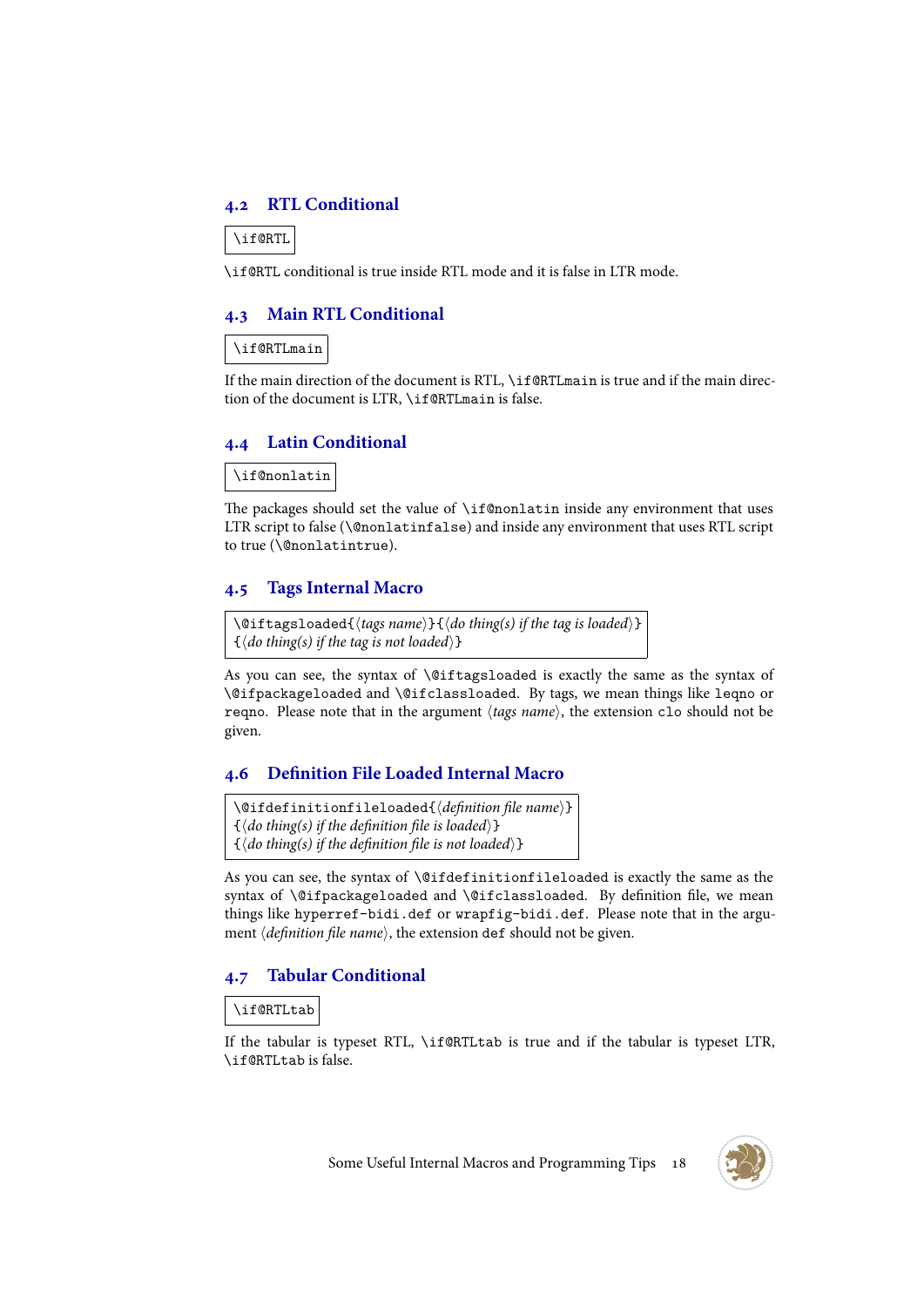## 4.2 RTL Conditional

```
\if@RTL
```

`\if@RTL` conditional is true inside RTL mode and it is false in LTR mode.

## 4.3 Main RTL Conditional

```
\if@RTLmain
```

If the main direction of the document is RTL, `\if@RTLmain` is true and if the main direction of the document is LTR, `\if@RTLmain` is false.

## 4.4 Latin Conditional

```
\if@nonlatin
```

The packages should set the value of `\if@nonlatin` inside any environment that uses LTR script to false (`\@nonlatinfalse`) and inside any environment that uses RTL script to true (`\@nonlatintrue`).

## 4.5 Tags Internal Macro

```
\@iftagsloaded{⟨tags name⟩}{⟨do thing(s) if the tag is loaded⟩}
{⟨do thing(s) if the tag is not loaded⟩}
```

As you can see, the syntax of `\@iftagsloaded` is exactly the same as the syntax of `\@ifpackageloaded` and `\@ifclassloaded`. By tags, we mean things like `leqno` or `reqno`. Please note that in the argument ⟨*tags name*⟩, the extension `clo` should not be given.

## 4.6 Definition File Loaded Internal Macro

```
\@ifdefinitionfileloaded{⟨definition file name⟩}
{⟨do thing(s) if the definition file is loaded⟩}
{⟨do thing(s) if the definition file is not loaded⟩}
```

As you can see, the syntax of `\@ifdefinitionfileloaded` is exactly the same as the syntax of `\@ifpackageloaded` and `\@ifclassloaded`. By definition file, we mean things like `hyperref-bidi.def` or `wrapfig-bidi.def`. Please note that in the argument ⟨*definition file name*⟩, the extension `def` should not be given.

## 4.7 Tabular Conditional

```
\if@RTLtab
```

If the tabular is typeset RTL, `\if@RTLtab` is true and if the tabular is typeset LTR, `\if@RTLtab` is false.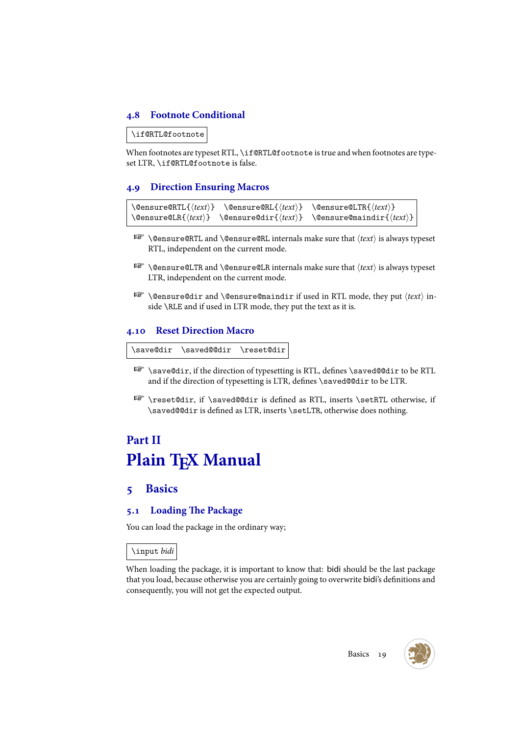## 4.8 Footnote Conditional

```
\if@RTL@footnote
```

When footnotes are typeset RTL, `\if@RTL@footnote` is true and when footnotes are typeset LTR, `\if@RTL@footnote` is false.

## 4.9 Direction Ensuring Macros

```
\@ensure@RTL{⟨text⟩}  \@ensure@RL{⟨text⟩}   \@ensure@LTR{⟨text⟩}
\@ensure@LR{⟨text⟩}   \@ensure@dir{⟨text⟩}  \@ensure@maindir{⟨text⟩}
```

☞ `\@ensure@RTL` and `\@ensure@RL` internals make sure that ⟨*text*⟩ is always typeset RTL, independent on the current mode.

☞ `\@ensure@LTR` and `\@ensure@LR` internals make sure that ⟨*text*⟩ is always typeset LTR, independent on the current mode.

☞ `\@ensure@dir` and `\@ensure@maindir` if used in RTL mode, they put ⟨*text*⟩ inside `\RLE` and if used in LTR mode, they put the text as it is.

## 4.10 Reset Direction Macro

```
\save@dir  \saved@@dir  \reset@dir
```

☞ `\save@dir`, if the direction of typesetting is RTL, defines `\saved@@dir` to be RTL and if the direction of typesetting is LTR, defines `\saved@@dir` to be LTR.

☞ `\reset@dir`, if `\saved@@dir` is defined as RTL, inserts `\setRTL` otherwise, if `\saved@@dir` is defined as LTR, inserts `\setLTR`, otherwise does nothing.

# Part II
# Plain TeX Manual

## 5 Basics

### 5.1 Loading The Package

You can load the package in the ordinary way;

```
\input bidi
```

When loading the package, it is important to know that: bidi should be the last package that you load, because otherwise you are certainly going to overwrite bidi's definitions and consequently, you will not get the expected output.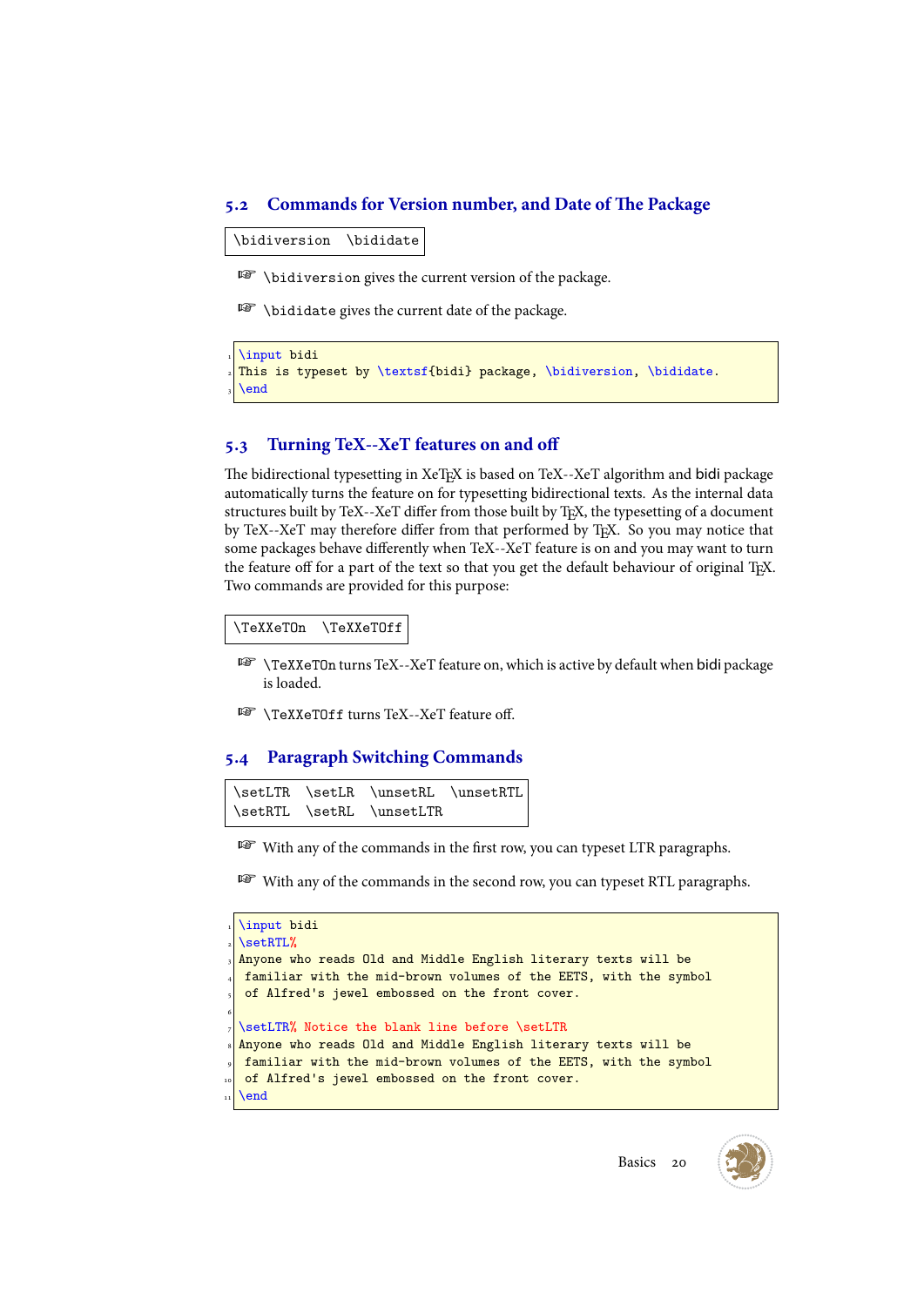## 5.2 Commands for Version number, and Date of The Package

```
\bidiversion  \bididate
```

- ☞ `\bidiversion` gives the current version of the package.
- ☞ `\bididate` gives the current date of the package.

```
\input bidi
This is typeset by \textsf{bidi} package, \bidiversion, \bididate.
\end
```

## 5.3 Turning TeX--XeT features on and off

The bidirectional typesetting in XeTeX is based on TeX--XeT algorithm and bidi package automatically turns the feature on for typesetting bidirectional texts. As the internal data structures built by TeX--XeT differ from those built by TeX, the typesetting of a document by TeX--XeT may therefore differ from that performed by TeX. So you may notice that some packages behave differently when TeX--XeT feature is on and you may want to turn the feature off for a part of the text so that you get the default behaviour of original TeX. Two commands are provided for this purpose:

```
\TeXXeTOn  \TeXXeTOff
```

- ☞ `\TeXXeTOn` turns TeX--XeT feature on, which is active by default when bidi package is loaded.
- ☞ `\TeXXeTOff` turns TeX--XeT feature off.

## 5.4 Paragraph Switching Commands

```
\setLTR  \setLR  \unsetRL  \unsetRTL
\setRTL  \setRL  \unsetLTR
```

- ☞ With any of the commands in the first row, you can typeset LTR paragraphs.
- ☞ With any of the commands in the second row, you can typeset RTL paragraphs.

```
\input bidi
\setRTL%
Anyone who reads Old and Middle English literary texts will be
 familiar with the mid-brown volumes of the EETS, with the symbol
 of Alfred's jewel embossed on the front cover.

\setLTR% Notice the blank line before \setLTR
Anyone who reads Old and Middle English literary texts will be
 familiar with the mid-brown volumes of the EETS, with the symbol
 of Alfred's jewel embossed on the front cover.
\end
```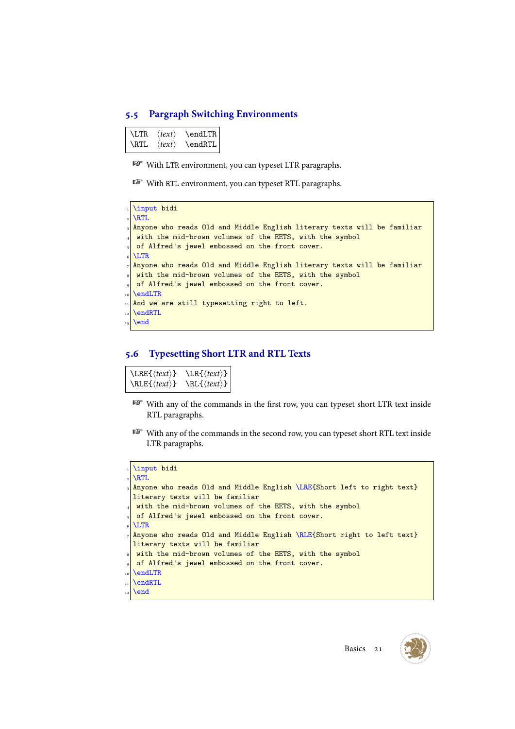## 5.5 Pargraph Switching Environments

| \LTR | ⟨*text*⟩ | \endLTR |
|---|---|---|
| \RTL | ⟨*text*⟩ | \endRTL |

☞ With LTR environment, you can typeset LTR paragraphs.

☞ With RTL environment, you can typeset RTL paragraphs.

```
\input bidi
\RTL
Anyone who reads Old and Middle English literary texts will be familiar
 with the mid-brown volumes of the EETS, with the symbol
 of Alfred's jewel embossed on the front cover.
\LTR
Anyone who reads Old and Middle English literary texts will be familiar
 with the mid-brown volumes of the EETS, with the symbol
 of Alfred's jewel embossed on the front cover.
\endLTR
And we are still typesetting right to left.
\endRTL
\end
```

## 5.6 Typesetting Short LTR and RTL Texts

| \LRE{⟨*text*⟩} | \LR{⟨*text*⟩} |
|---|---|
| \RLE{⟨*text*⟩} | \RL{⟨*text*⟩} |

☞ With any of the commands in the first row, you can typeset short LTR text inside RTL paragraphs.

☞ With any of the commands in the second row, you can typeset short RTL text inside LTR paragraphs.

```
\input bidi
\RTL
Anyone who reads Old and Middle English \LRE{Short left to right text}
literary texts will be familiar
 with the mid-brown volumes of the EETS, with the symbol
 of Alfred's jewel embossed on the front cover.
\LTR
Anyone who reads Old and Middle English \RLE{Short right to left text}
literary texts will be familiar
 with the mid-brown volumes of the EETS, with the symbol
 of Alfred's jewel embossed on the front cover.
\endLTR
\endRTL
\end
```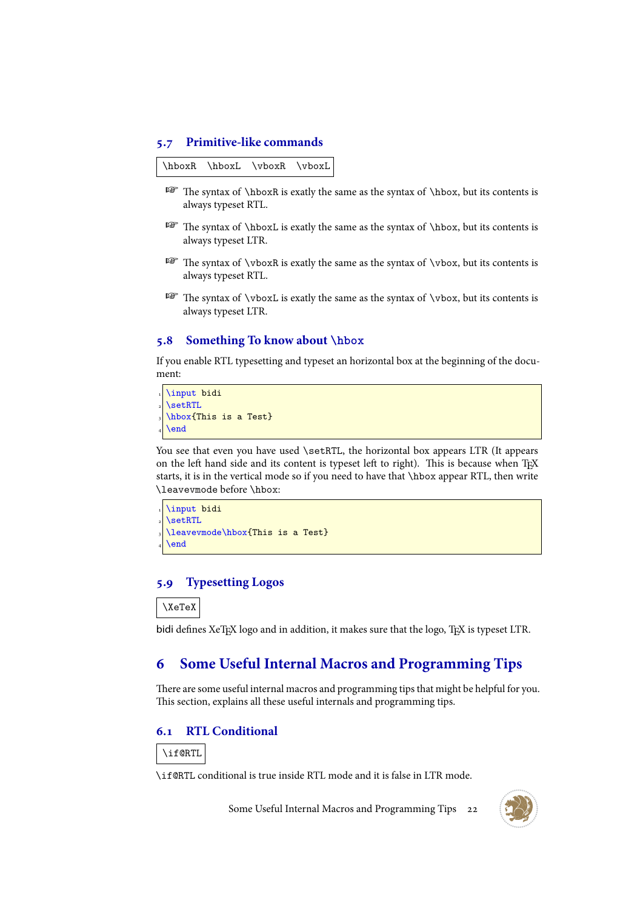### 5.7 Primitive-like commands

`\hboxR \hboxL \vboxR \vboxL`

☞ The syntax of `\hboxR` is exatly the same as the syntax of `\hbox`, but its contents is always typeset RTL.

☞ The syntax of `\hboxL` is exatly the same as the syntax of `\hbox`, but its contents is always typeset LTR.

☞ The syntax of `\vboxR` is exatly the same as the syntax of `\vbox`, but its contents is always typeset RTL.

☞ The syntax of `\vboxL` is exatly the same as the syntax of `\vbox`, but its contents is always typeset LTR.

### 5.8 Something To know about `\hbox`

If you enable RTL typesetting and typeset an horizontal box at the beginning of the document:

```
\input bidi
\setRTL
\hbox{This is a Test}
\end
```

You see that even you have used `\setRTL`, the horizontal box appears LTR (It appears on the left hand side and its content is typeset left to right). This is because when TeX starts, it is in the vertical mode so if you need to have that `\hbox` appear RTL, then write `\leavevmode` before `\hbox`:

```
\input bidi
\setRTL
\leavevmode\hbox{This is a Test}
\end
```

### 5.9 Typesetting Logos

`\XeTeX`

bidi defines XeTeX logo and in addition, it makes sure that the logo, TeX is typeset LTR.

## 6 Some Useful Internal Macros and Programming Tips

There are some useful internal macros and programming tips that might be helpful for you. This section, explains all these useful internals and programming tips.

### 6.1 RTL Conditional

`\if@RTL`

`\if@RTL` conditional is true inside RTL mode and it is false in LTR mode.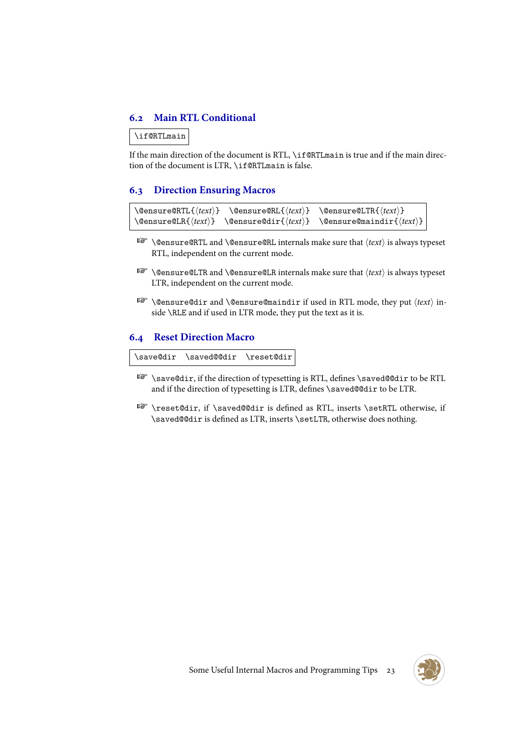## 6.2 Main RTL Conditional

```
\if@RTLmain
```

If the main direction of the document is RTL, `\if@RTLmain` is true and if the main direction of the document is LTR, `\if@RTLmain` is false.

## 6.3 Direction Ensuring Macros

```
\@ensure@RTL{⟨text⟩}  \@ensure@RL{⟨text⟩}   \@ensure@LTR{⟨text⟩}
\@ensure@LR{⟨text⟩}   \@ensure@dir{⟨text⟩}  \@ensure@maindir{⟨text⟩}
```

- ☞ `\@ensure@RTL` and `\@ensure@RL` internals make sure that ⟨*text*⟩ is always typeset RTL, independent on the current mode.
- ☞ `\@ensure@LTR` and `\@ensure@LR` internals make sure that ⟨*text*⟩ is always typeset LTR, independent on the current mode.
- ☞ `\@ensure@dir` and `\@ensure@maindir` if used in RTL mode, they put ⟨*text*⟩ inside `\RLE` and if used in LTR mode, they put the text as it is.

## 6.4 Reset Direction Macro

```
\save@dir  \saved@@dir  \reset@dir
```

- ☞ `\save@dir`, if the direction of typesetting is RTL, defines `\saved@@dir` to be RTL and if the direction of typesetting is LTR, defines `\saved@@dir` to be LTR.
- ☞ `\reset@dir`, if `\saved@@dir` is defined as RTL, inserts `\setRTL` otherwise, if `\saved@@dir` is defined as LTR, inserts `\setLTR`, otherwise does nothing.